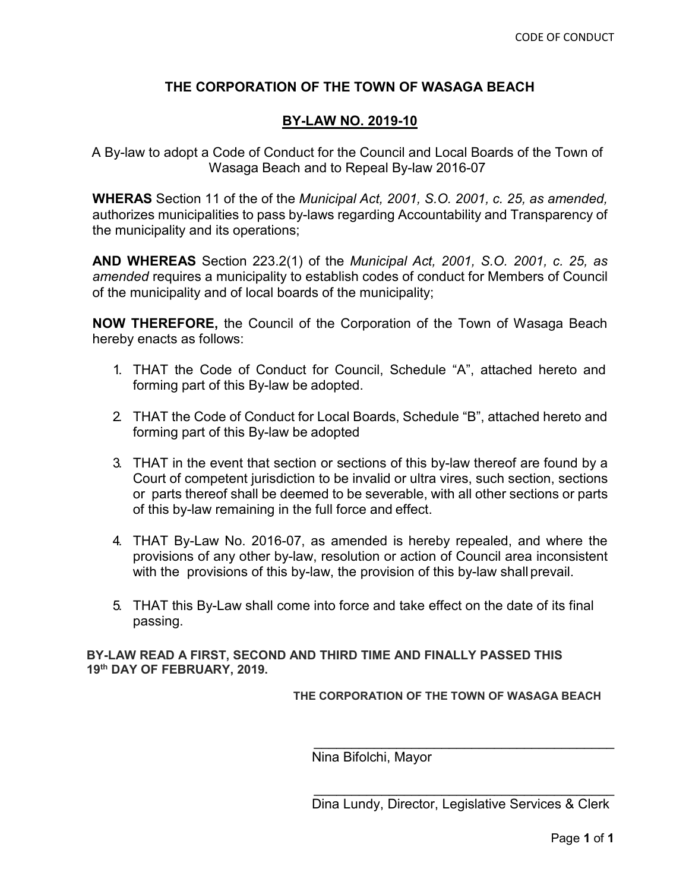# THE CORPORATION OF THE TOWN OF WASAGA BEACH

## BY-LAW NO. 2019-10

A By-law to adopt a Code of Conduct for the Council and Local Boards of the Town of Wasaga Beach and to Repeal By-law 2016-07

**WHERAS** Section 11 of the of the *Municipal Act, 2001, S.O. 2001, c. 25, as amended,* authorizes municipalities to pass by-laws regarding Accountability and Transparency of the municipality and its operations;

**AND WHEREAS** Section 223.2(1) of the *Municipal Act, 2001, S.O. 2001, c. 25, as amended* requires a municipality to establish codes of conduct for Members of Council of the municipality and of local boards of the municipality;

**NOW THEREFORE,** the Council of the Corporation of the Town of Wasaga Beach hereby enacts as follows:

1. THAT the Code of Conduct for Council, Schedule "A", attached hereto and forming part of this By-law be adopted.

2. THAT the Code of Conduct for Local Boards, Schedule "B", attached hereto and forming part of this By-law be adopted

3. THAT in the event that section or sections of this by-law thereof are found by a Court of competent jurisdiction to be invalid or ultra vires, such section, sections or parts thereof shall be deemed to be severable, with all other sections or parts of this by-law remaining in the full force and effect.

4. THAT By-Law No. 2016-07, as amended is hereby repealed, and where the provisions of any other by-law, resolution or action of Council area inconsistent with the provisions of this by-law, the provision of this by-law shall prevail.

5. THAT this By-Law shall come into force and take effect on the date of its final passing.

**BY-LAW READ A FIRST, SECOND AND THIRD TIME AND FINALLY PASSED THIS 19th DAY OF FEBRUARY, 2019.**

**THE CORPORATION OF THE TOWN OF WASAGA BEACH**

\_\_\_\_\_\_\_\_\_\_\_\_\_\_\_\_\_\_\_\_\_\_\_\_\_\_\_\_\_\_\_\_\_\_\_\_\_\_\_\_\_\_

Nina Bifolchi, Mayor

\_\_\_\_\_\_\_\_\_\_\_\_\_\_\_\_\_\_\_\_\_\_\_\_\_\_\_\_\_\_\_\_\_\_\_\_\_\_\_\_\_\_

Dina Lundy, Director, Legislative Services & Clerk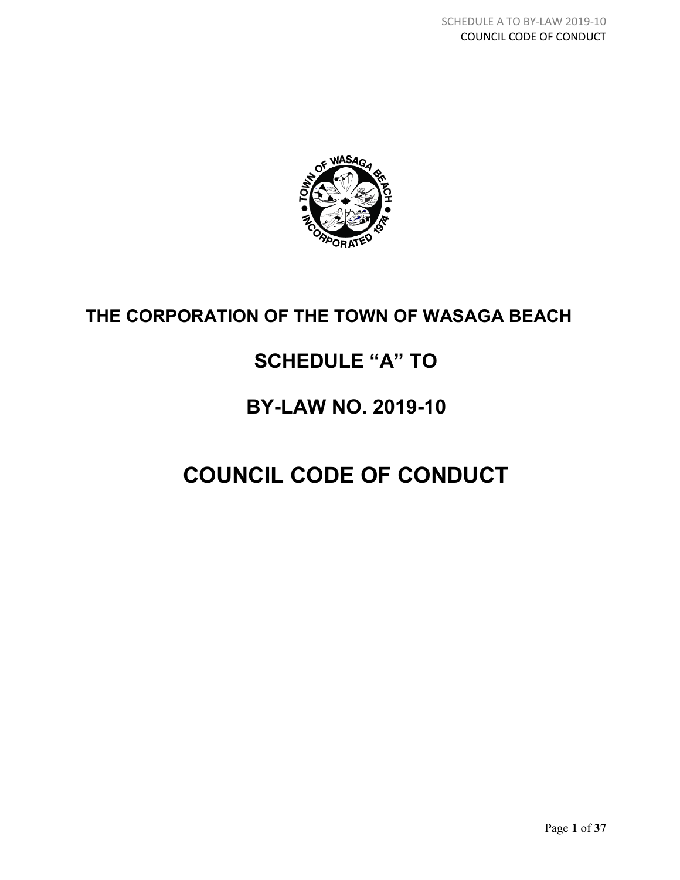# THE CORPORATION OF THE TOWN OF WASAGA BEACH

# SCHEDULE "A" TO

# BY-LAW NO. 2019-10

# COUNCIL CODE OF CONDUCT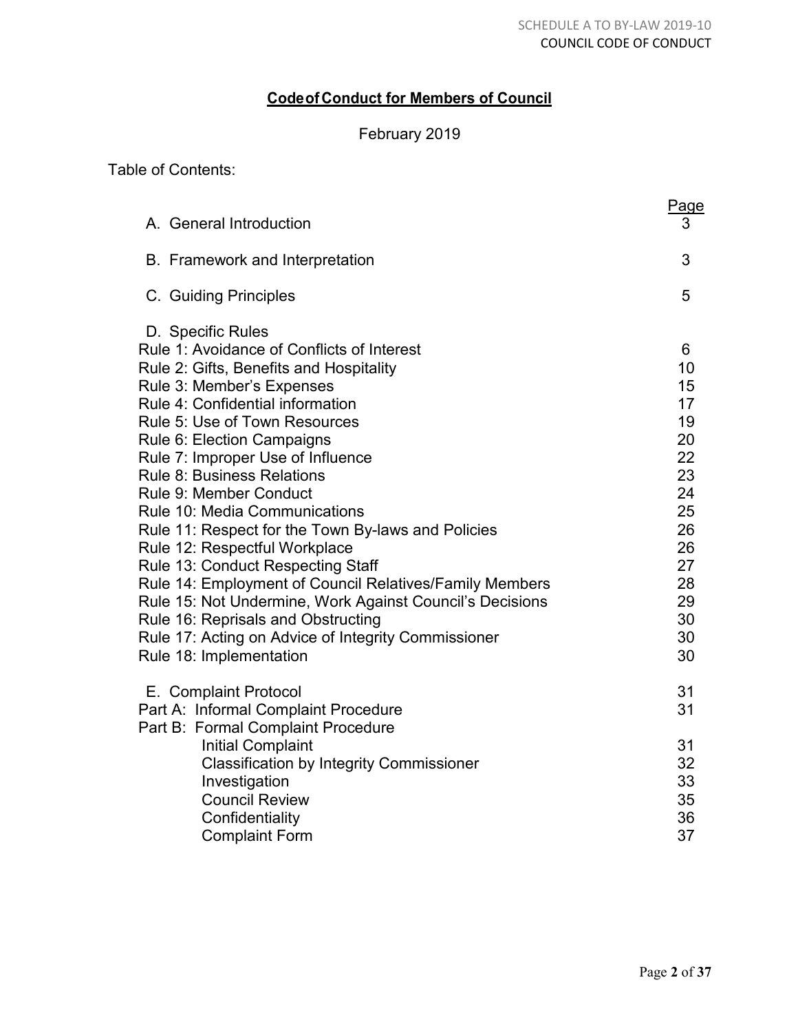# Code of Conduct for Members of Council

February 2019

Table of Contents:

| | Page |
|---|---|
| A. General Introduction | 3 |
| B. Framework and Interpretation | 3 |
| C. Guiding Principles | 5 |
| D. Specific Rules | |
| Rule 1: Avoidance of Conflicts of Interest | 6 |
| Rule 2: Gifts, Benefits and Hospitality | 10 |
| Rule 3: Member's Expenses | 15 |
| Rule 4: Confidential information | 17 |
| Rule 5: Use of Town Resources | 19 |
| Rule 6: Election Campaigns | 20 |
| Rule 7: Improper Use of Influence | 22 |
| Rule 8: Business Relations | 23 |
| Rule 9: Member Conduct | 24 |
| Rule 10: Media Communications | 25 |
| Rule 11: Respect for the Town By-laws and Policies | 26 |
| Rule 12: Respectful Workplace | 26 |
| Rule 13: Conduct Respecting Staff | 27 |
| Rule 14: Employment of Council Relatives/Family Members | 28 |
| Rule 15: Not Undermine, Work Against Council's Decisions | 29 |
| Rule 16: Reprisals and Obstructing | 30 |
| Rule 17: Acting on Advice of Integrity Commissioner | 30 |
| Rule 18: Implementation | 30 |
| E. Complaint Protocol | 31 |
| Part A: Informal Complaint Procedure | 31 |
| Part B: Formal Complaint Procedure | |
| Initial Complaint | 31 |
| Classification by Integrity Commissioner | 32 |
| Investigation | 33 |
| Council Review | 35 |
| Confidentiality | 36 |
| Complaint Form | 37 |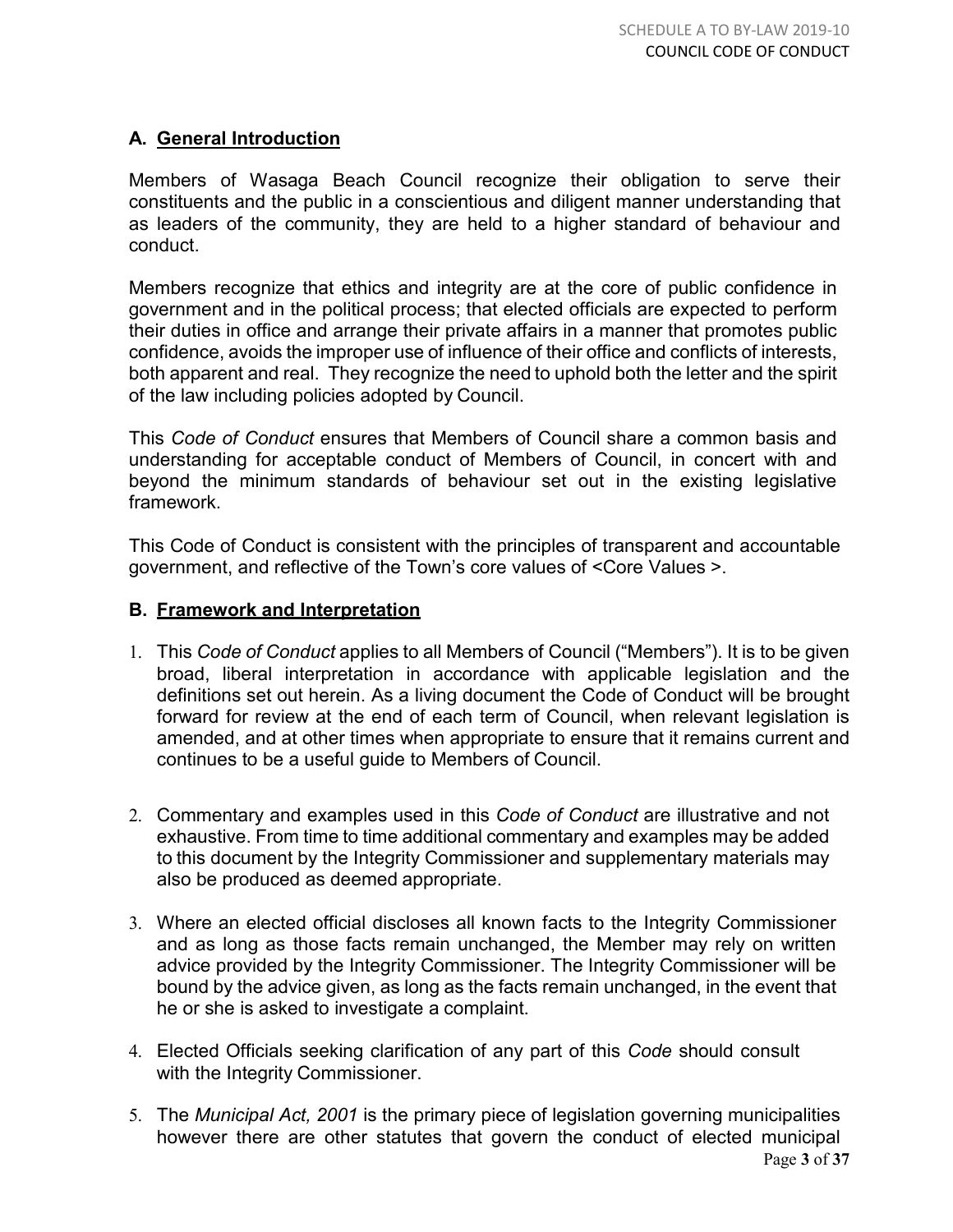## A. General Introduction

Members of Wasaga Beach Council recognize their obligation to serve their constituents and the public in a conscientious and diligent manner understanding that as leaders of the community, they are held to a higher standard of behaviour and conduct.

Members recognize that ethics and integrity are at the core of public confidence in government and in the political process; that elected officials are expected to perform their duties in office and arrange their private affairs in a manner that promotes public confidence, avoids the improper use of influence of their office and conflicts of interests, both apparent and real. They recognize the need to uphold both the letter and the spirit of the law including policies adopted by Council.

This *Code of Conduct* ensures that Members of Council share a common basis and understanding for acceptable conduct of Members of Council, in concert with and beyond the minimum standards of behaviour set out in the existing legislative framework.

This Code of Conduct is consistent with the principles of transparent and accountable government, and reflective of the Town's core values of <Core Values >.

## B. Framework and Interpretation

1. This *Code of Conduct* applies to all Members of Council ("Members"). It is to be given broad, liberal interpretation in accordance with applicable legislation and the definitions set out herein. As a living document the Code of Conduct will be brought forward for review at the end of each term of Council, when relevant legislation is amended, and at other times when appropriate to ensure that it remains current and continues to be a useful guide to Members of Council.

2. Commentary and examples used in this *Code of Conduct* are illustrative and not exhaustive. From time to time additional commentary and examples may be added to this document by the Integrity Commissioner and supplementary materials may also be produced as deemed appropriate.

3. Where an elected official discloses all known facts to the Integrity Commissioner and as long as those facts remain unchanged, the Member may rely on written advice provided by the Integrity Commissioner. The Integrity Commissioner will be bound by the advice given, as long as the facts remain unchanged, in the event that he or she is asked to investigate a complaint.

4. Elected Officials seeking clarification of any part of this *Code* should consult with the Integrity Commissioner.

5. The *Municipal Act, 2001* is the primary piece of legislation governing municipalities however there are other statutes that govern the conduct of elected municipal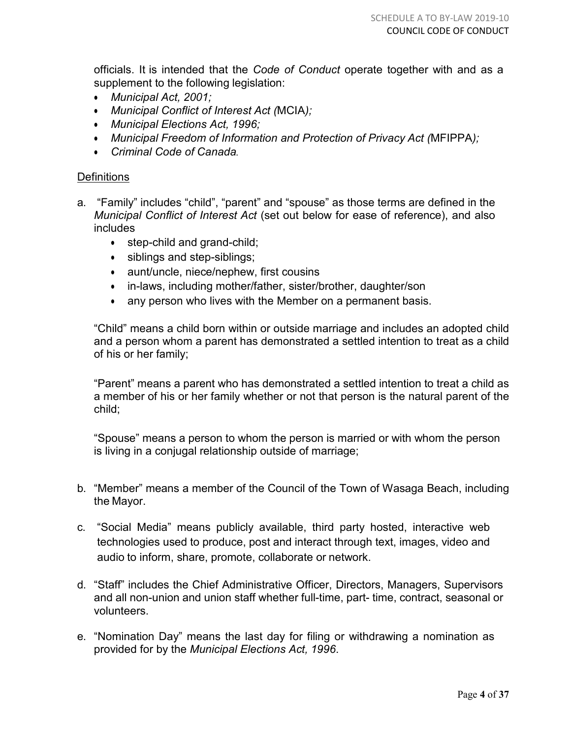officials. It is intended that the *Code of Conduct* operate together with and as a supplement to the following legislation:

- *Municipal Act, 2001;*
- *Municipal Conflict of Interest Act (*MCIA*);*
- *Municipal Elections Act, 1996;*
- *Municipal Freedom of Information and Protection of Privacy Act (*MFIPPA*);*
- *Criminal Code of Canada.*

## Definitions

a. "Family" includes "child", "parent" and "spouse" as those terms are defined in the *Municipal Conflict of Interest Act* (set out below for ease of reference), and also includes

   - step-child and grand-child;
   - siblings and step-siblings;
   - aunt/uncle, niece/nephew, first cousins
   - in-laws, including mother/father, sister/brother, daughter/son
   - any person who lives with the Member on a permanent basis.

   "Child" means a child born within or outside marriage and includes an adopted child and a person whom a parent has demonstrated a settled intention to treat as a child of his or her family;

   "Parent" means a parent who has demonstrated a settled intention to treat a child as a member of his or her family whether or not that person is the natural parent of the child;

   "Spouse" means a person to whom the person is married or with whom the person is living in a conjugal relationship outside of marriage;

b. "Member" means a member of the Council of the Town of Wasaga Beach, including the Mayor.

c. "Social Media" means publicly available, third party hosted, interactive web technologies used to produce, post and interact through text, images, video and audio to inform, share, promote, collaborate or network.

d. "Staff" includes the Chief Administrative Officer, Directors, Managers, Supervisors and all non-union and union staff whether full-time, part- time, contract, seasonal or volunteers.

e. "Nomination Day" means the last day for filing or withdrawing a nomination as provided for by the *Municipal Elections Act, 1996*.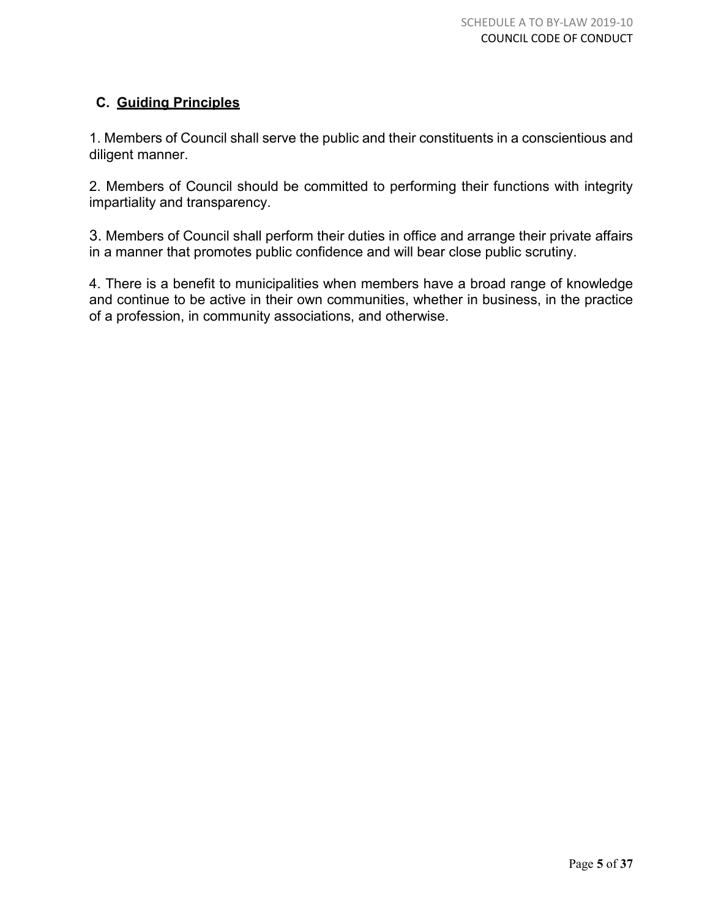## C. Guiding Principles

1. Members of Council shall serve the public and their constituents in a conscientious and diligent manner.

2. Members of Council should be committed to performing their functions with integrity impartiality and transparency.

3. Members of Council shall perform their duties in office and arrange their private affairs in a manner that promotes public confidence and will bear close public scrutiny.

4. There is a benefit to municipalities when members have a broad range of knowledge and continue to be active in their own communities, whether in business, in the practice of a profession, in community associations, and otherwise.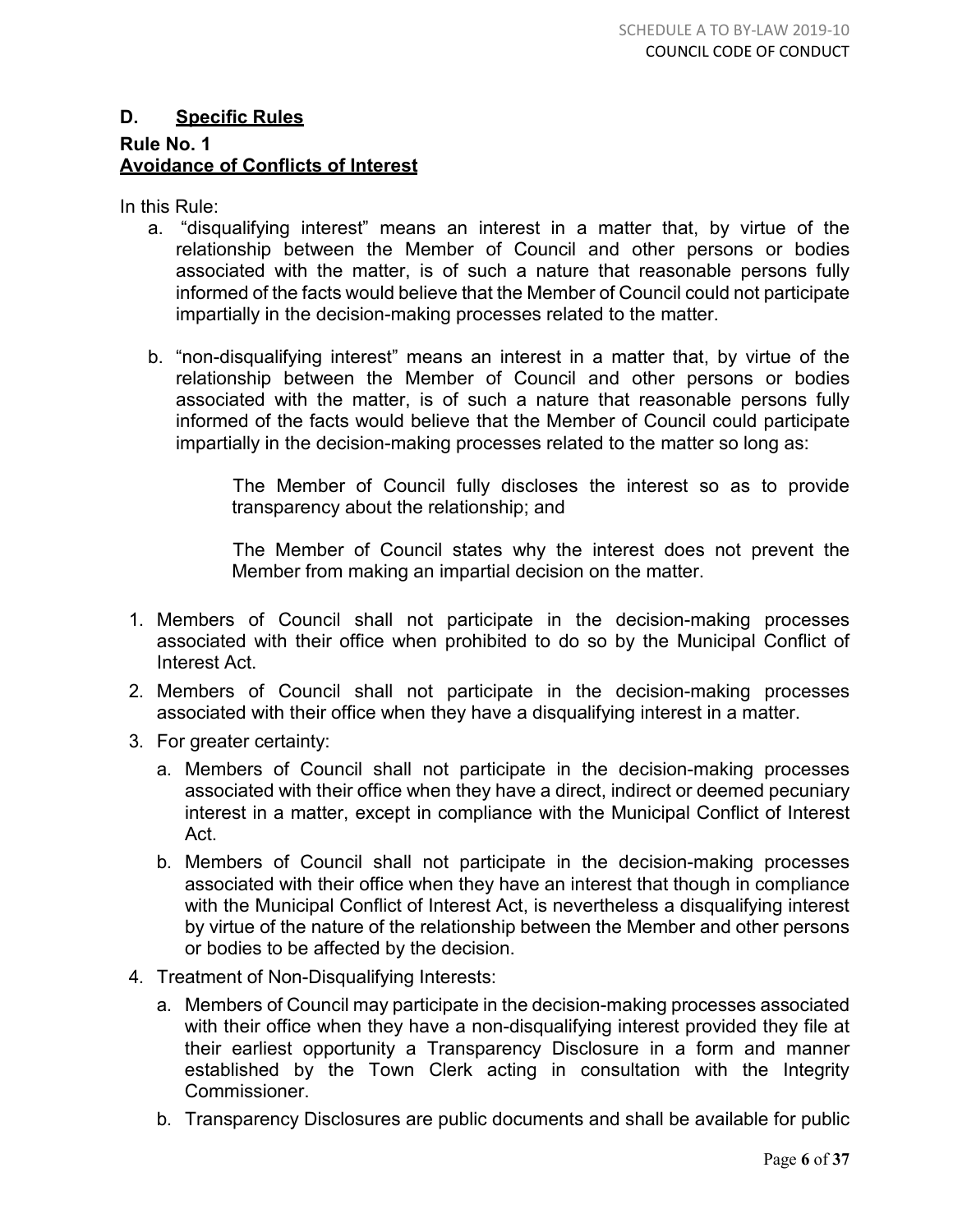## D. Specific Rules

### Rule No. 1
### Avoidance of Conflicts of Interest

In this Rule:

a. "disqualifying interest" means an interest in a matter that, by virtue of the relationship between the Member of Council and other persons or bodies associated with the matter, is of such a nature that reasonable persons fully informed of the facts would believe that the Member of Council could not participate impartially in the decision-making processes related to the matter.

b. "non-disqualifying interest" means an interest in a matter that, by virtue of the relationship between the Member of Council and other persons or bodies associated with the matter, is of such a nature that reasonable persons fully informed of the facts would believe that the Member of Council could participate impartially in the decision-making processes related to the matter so long as:

   The Member of Council fully discloses the interest so as to provide transparency about the relationship; and

   The Member of Council states why the interest does not prevent the Member from making an impartial decision on the matter.

1. Members of Council shall not participate in the decision-making processes associated with their office when prohibited to do so by the Municipal Conflict of Interest Act.
2. Members of Council shall not participate in the decision-making processes associated with their office when they have a disqualifying interest in a matter.
3. For greater certainty:
   a. Members of Council shall not participate in the decision-making processes associated with their office when they have a direct, indirect or deemed pecuniary interest in a matter, except in compliance with the Municipal Conflict of Interest Act.
   b. Members of Council shall not participate in the decision-making processes associated with their office when they have an interest that though in compliance with the Municipal Conflict of Interest Act, is nevertheless a disqualifying interest by virtue of the nature of the relationship between the Member and other persons or bodies to be affected by the decision.
4. Treatment of Non-Disqualifying Interests:
   a. Members of Council may participate in the decision-making processes associated with their office when they have a non-disqualifying interest provided they file at their earliest opportunity a Transparency Disclosure in a form and manner established by the Town Clerk acting in consultation with the Integrity Commissioner.
   b. Transparency Disclosures are public documents and shall be available for public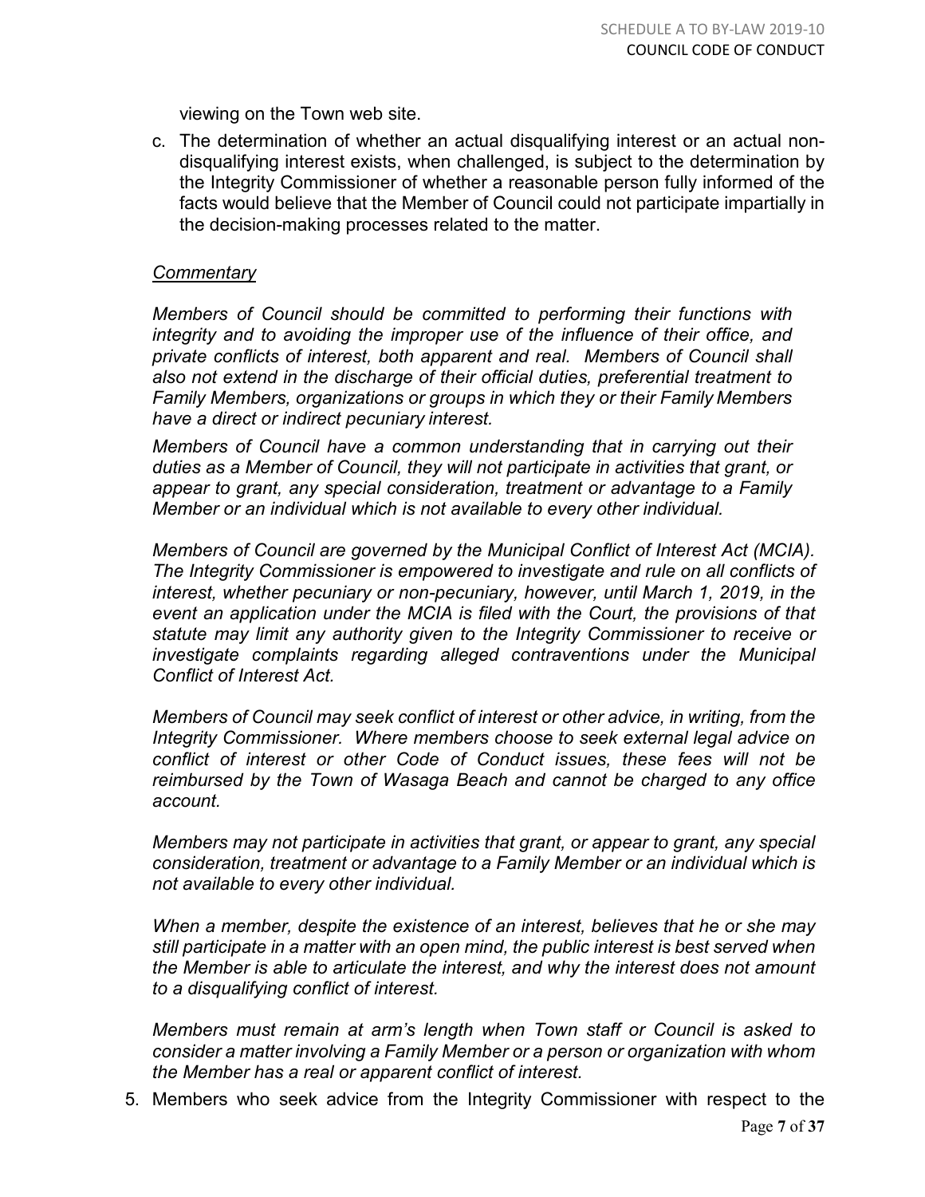viewing on the Town web site.

c. The determination of whether an actual disqualifying interest or an actual non-disqualifying interest exists, when challenged, is subject to the determination by the Integrity Commissioner of whether a reasonable person fully informed of the facts would believe that the Member of Council could not participate impartially in the decision-making processes related to the matter.

*Commentary*

*Members of Council should be committed to performing their functions with integrity and to avoiding the improper use of the influence of their office, and private conflicts of interest, both apparent and real. Members of Council shall also not extend in the discharge of their official duties, preferential treatment to Family Members, organizations or groups in which they or their Family Members have a direct or indirect pecuniary interest.*

*Members of Council have a common understanding that in carrying out their duties as a Member of Council, they will not participate in activities that grant, or appear to grant, any special consideration, treatment or advantage to a Family Member or an individual which is not available to every other individual.*

*Members of Council are governed by the Municipal Conflict of Interest Act (MCIA). The Integrity Commissioner is empowered to investigate and rule on all conflicts of interest, whether pecuniary or non-pecuniary, however, until March 1, 2019, in the event an application under the MCIA is filed with the Court, the provisions of that statute may limit any authority given to the Integrity Commissioner to receive or investigate complaints regarding alleged contraventions under the Municipal Conflict of Interest Act.*

*Members of Council may seek conflict of interest or other advice, in writing, from the Integrity Commissioner. Where members choose to seek external legal advice on conflict of interest or other Code of Conduct issues, these fees will not be reimbursed by the Town of Wasaga Beach and cannot be charged to any office account.*

*Members may not participate in activities that grant, or appear to grant, any special consideration, treatment or advantage to a Family Member or an individual which is not available to every other individual.*

*When a member, despite the existence of an interest, believes that he or she may still participate in a matter with an open mind, the public interest is best served when the Member is able to articulate the interest, and why the interest does not amount to a disqualifying conflict of interest.*

*Members must remain at arm's length when Town staff or Council is asked to consider a matter involving a Family Member or a person or organization with whom the Member has a real or apparent conflict of interest.*

5. Members who seek advice from the Integrity Commissioner with respect to the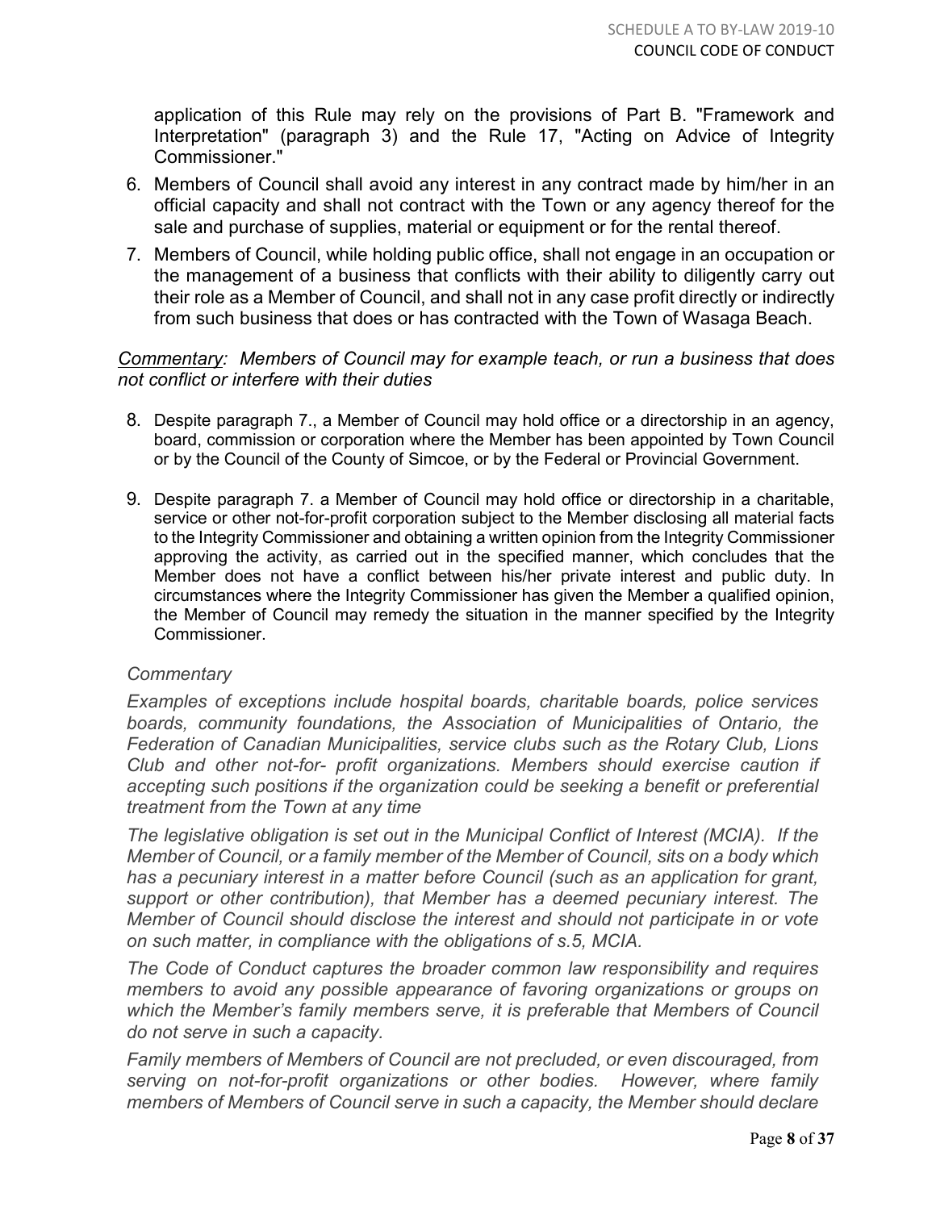application of this Rule may rely on the provisions of Part B. "Framework and Interpretation" (paragraph 3) and the Rule 17, "Acting on Advice of Integrity Commissioner."

6. Members of Council shall avoid any interest in any contract made by him/her in an official capacity and shall not contract with the Town or any agency thereof for the sale and purchase of supplies, material or equipment or for the rental thereof.
7. Members of Council, while holding public office, shall not engage in an occupation or the management of a business that conflicts with their ability to diligently carry out their role as a Member of Council, and shall not in any case profit directly or indirectly from such business that does or has contracted with the Town of Wasaga Beach.

*Commentary: Members of Council may for example teach, or run a business that does not conflict or interfere with their duties*

8. Despite paragraph 7., a Member of Council may hold office or a directorship in an agency, board, commission or corporation where the Member has been appointed by Town Council or by the Council of the County of Simcoe, or by the Federal or Provincial Government.
9. Despite paragraph 7. a Member of Council may hold office or directorship in a charitable, service or other not-for-profit corporation subject to the Member disclosing all material facts to the Integrity Commissioner and obtaining a written opinion from the Integrity Commissioner approving the activity, as carried out in the specified manner, which concludes that the Member does not have a conflict between his/her private interest and public duty. In circumstances where the Integrity Commissioner has given the Member a qualified opinion, the Member of Council may remedy the situation in the manner specified by the Integrity Commissioner.

*Commentary*

*Examples of exceptions include hospital boards, charitable boards, police services boards, community foundations, the Association of Municipalities of Ontario, the Federation of Canadian Municipalities, service clubs such as the Rotary Club, Lions Club and other not-for- profit organizations. Members should exercise caution if accepting such positions if the organization could be seeking a benefit or preferential treatment from the Town at any time*

*The legislative obligation is set out in the Municipal Conflict of Interest (MCIA). If the Member of Council, or a family member of the Member of Council, sits on a body which has a pecuniary interest in a matter before Council (such as an application for grant, support or other contribution), that Member has a deemed pecuniary interest. The Member of Council should disclose the interest and should not participate in or vote on such matter, in compliance with the obligations of s.5, MCIA.*

*The Code of Conduct captures the broader common law responsibility and requires members to avoid any possible appearance of favoring organizations or groups on which the Member's family members serve, it is preferable that Members of Council do not serve in such a capacity.*

*Family members of Members of Council are not precluded, or even discouraged, from serving on not-for-profit organizations or other bodies. However, where family members of Members of Council serve in such a capacity, the Member should declare*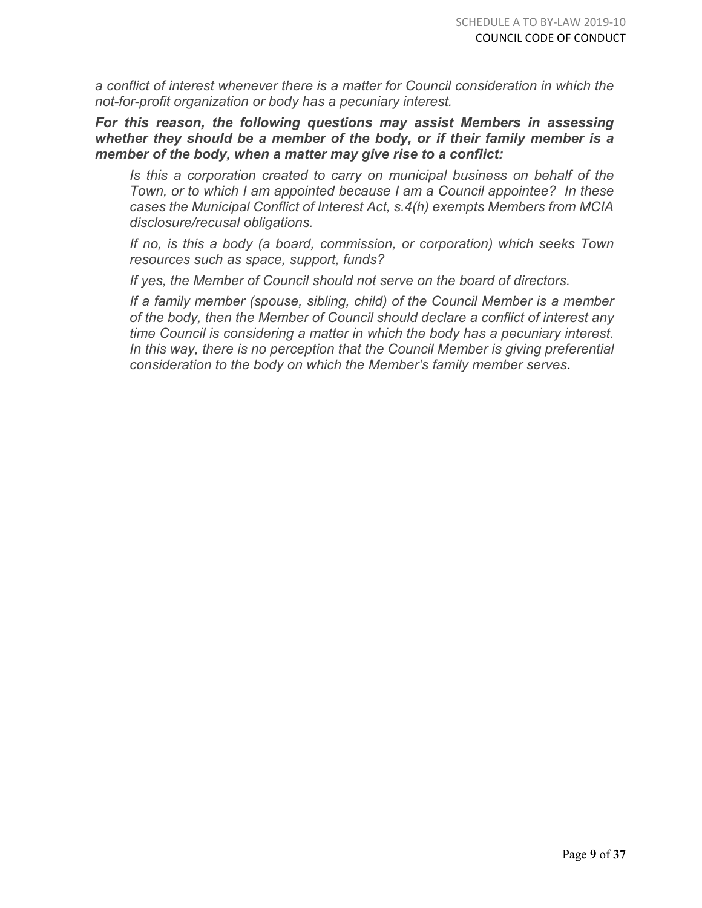*a conflict of interest whenever there is a matter for Council consideration in which the not-for-profit organization or body has a pecuniary interest.*

***For this reason, the following questions may assist Members in assessing whether they should be a member of the body, or if their family member is a member of the body, when a matter may give rise to a conflict:***

> *Is this a corporation created to carry on municipal business on behalf of the Town, or to which I am appointed because I am a Council appointee? In these cases the Municipal Conflict of Interest Act, s.4(h) exempts Members from MCIA disclosure/recusal obligations.*
>
> *If no, is this a body (a board, commission, or corporation) which seeks Town resources such as space, support, funds?*
>
> *If yes, the Member of Council should not serve on the board of directors.*
>
> *If a family member (spouse, sibling, child) of the Council Member is a member of the body, then the Member of Council should declare a conflict of interest any time Council is considering a matter in which the body has a pecuniary interest. In this way, there is no perception that the Council Member is giving preferential consideration to the body on which the Member's family member serves*.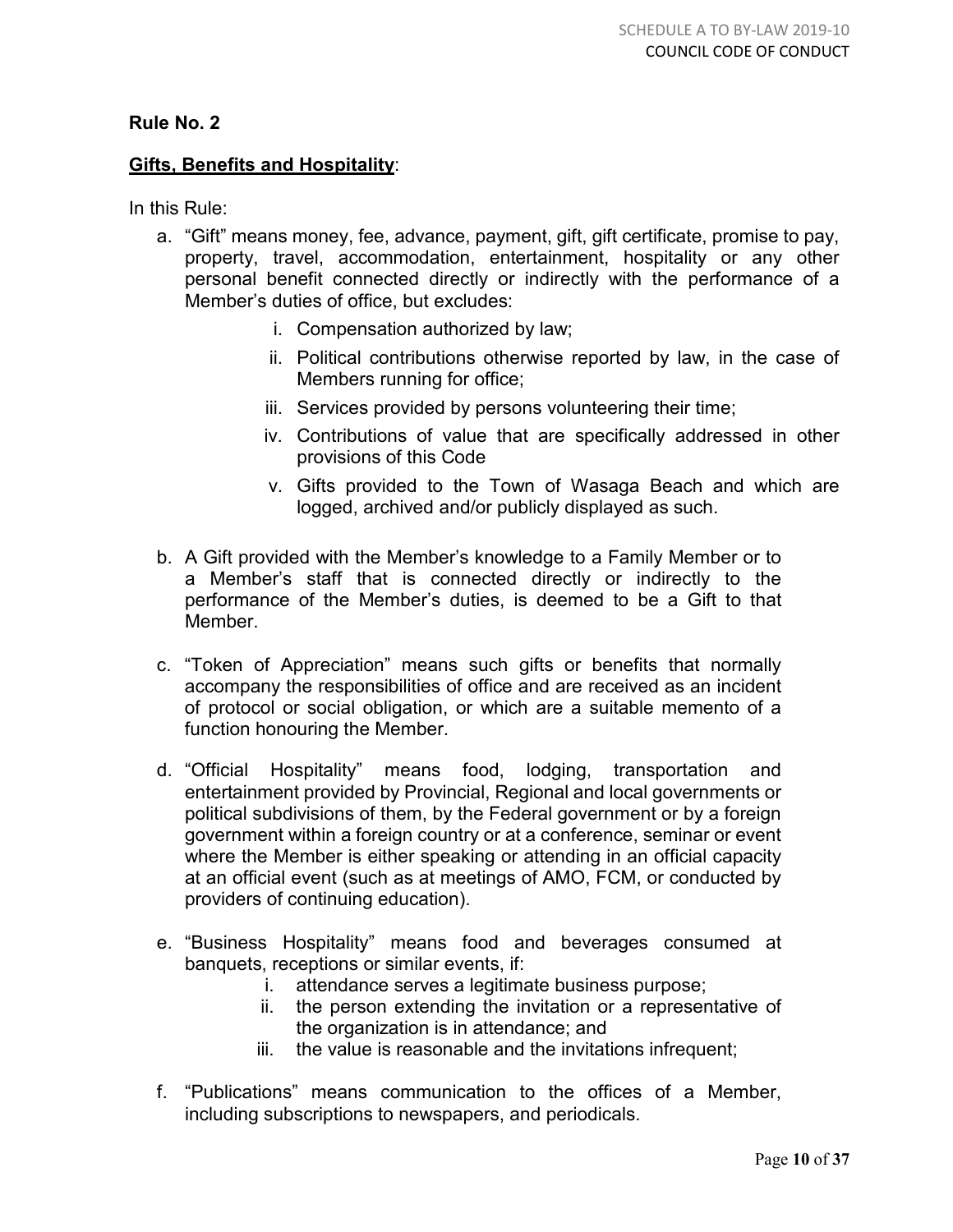**Rule No. 2**

**Gifts, Benefits and Hospitality**:

In this Rule:

a. "Gift" means money, fee, advance, payment, gift, gift certificate, promise to pay, property, travel, accommodation, entertainment, hospitality or any other personal benefit connected directly or indirectly with the performance of a Member's duties of office, but excludes:

    i. Compensation authorized by law;
    ii. Political contributions otherwise reported by law, in the case of Members running for office;
    iii. Services provided by persons volunteering their time;
    iv. Contributions of value that are specifically addressed in other provisions of this Code
    v. Gifts provided to the Town of Wasaga Beach and which are logged, archived and/or publicly displayed as such.

b. A Gift provided with the Member's knowledge to a Family Member or to a Member's staff that is connected directly or indirectly to the performance of the Member's duties, is deemed to be a Gift to that Member.

c. "Token of Appreciation" means such gifts or benefits that normally accompany the responsibilities of office and are received as an incident of protocol or social obligation, or which are a suitable memento of a function honouring the Member.

d. "Official Hospitality" means food, lodging, transportation and entertainment provided by Provincial, Regional and local governments or political subdivisions of them, by the Federal government or by a foreign government within a foreign country or at a conference, seminar or event where the Member is either speaking or attending in an official capacity at an official event (such as at meetings of AMO, FCM, or conducted by providers of continuing education).

e. "Business Hospitality" means food and beverages consumed at banquets, receptions or similar events, if:

    i. attendance serves a legitimate business purpose;
    ii. the person extending the invitation or a representative of the organization is in attendance; and
    iii. the value is reasonable and the invitations infrequent;

f. "Publications" means communication to the offices of a Member, including subscriptions to newspapers, and periodicals.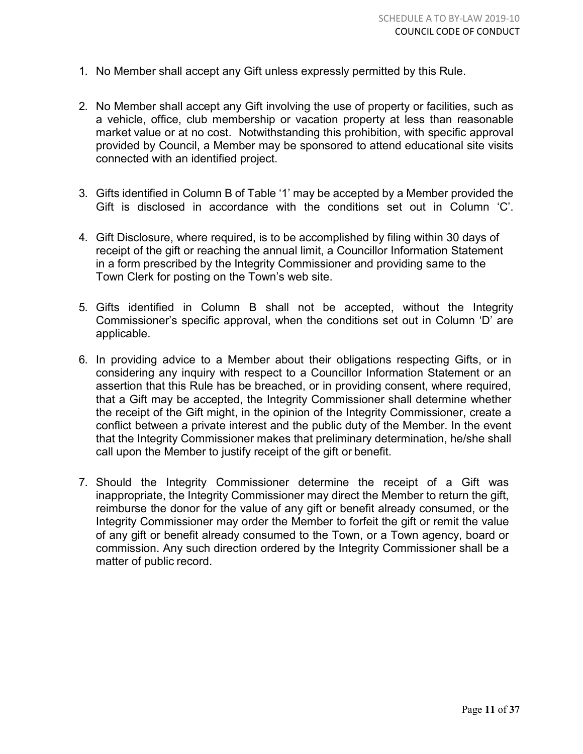1. No Member shall accept any Gift unless expressly permitted by this Rule.

2. No Member shall accept any Gift involving the use of property or facilities, such as a vehicle, office, club membership or vacation property at less than reasonable market value or at no cost. Notwithstanding this prohibition, with specific approval provided by Council, a Member may be sponsored to attend educational site visits connected with an identified project.

3. Gifts identified in Column B of Table '1' may be accepted by a Member provided the Gift is disclosed in accordance with the conditions set out in Column 'C'.

4. Gift Disclosure, where required, is to be accomplished by filing within 30 days of receipt of the gift or reaching the annual limit, a Councillor Information Statement in a form prescribed by the Integrity Commissioner and providing same to the Town Clerk for posting on the Town's web site.

5. Gifts identified in Column B shall not be accepted, without the Integrity Commissioner's specific approval, when the conditions set out in Column 'D' are applicable.

6. In providing advice to a Member about their obligations respecting Gifts, or in considering any inquiry with respect to a Councillor Information Statement or an assertion that this Rule has be breached, or in providing consent, where required, that a Gift may be accepted, the Integrity Commissioner shall determine whether the receipt of the Gift might, in the opinion of the Integrity Commissioner, create a conflict between a private interest and the public duty of the Member. In the event that the Integrity Commissioner makes that preliminary determination, he/she shall call upon the Member to justify receipt of the gift or benefit.

7. Should the Integrity Commissioner determine the receipt of a Gift was inappropriate, the Integrity Commissioner may direct the Member to return the gift, reimburse the donor for the value of any gift or benefit already consumed, or the Integrity Commissioner may order the Member to forfeit the gift or remit the value of any gift or benefit already consumed to the Town, or a Town agency, board or commission. Any such direction ordered by the Integrity Commissioner shall be a matter of public record.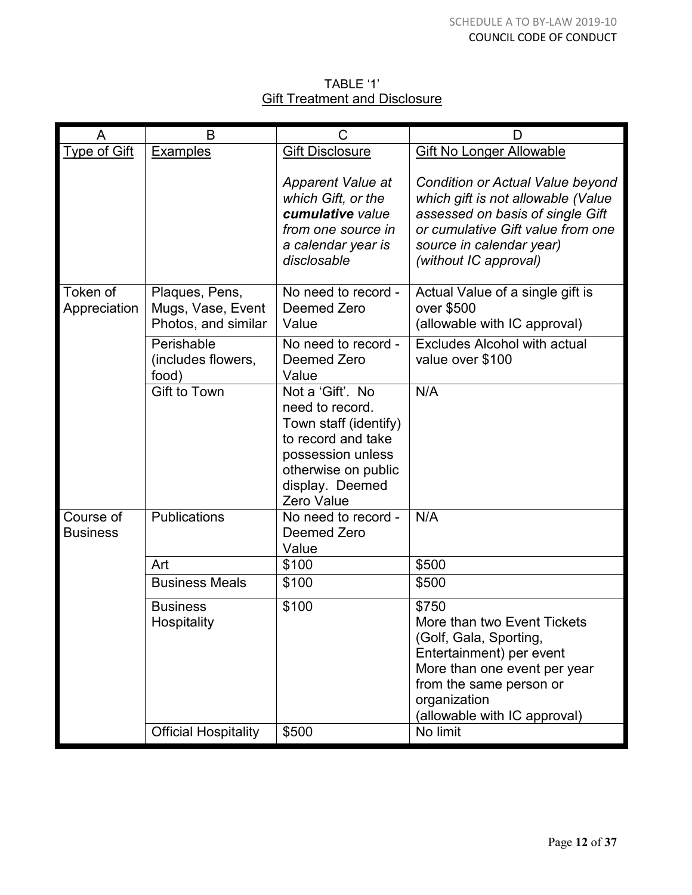TABLE '1'
Gift Treatment and Disclosure

| A | B | C | D |
|---|---|---|---|
| Type of Gift | Examples | Gift Disclosure<br><br>*Apparent Value at which Gift, or the **cumulative** value from one source in a calendar year is disclosable* | Gift No Longer Allowable<br><br>*Condition or Actual Value beyond which gift is not allowable (Value assessed on basis of single Gift or cumulative Gift value from one source in calendar year) (without IC approval)* |
| Token of Appreciation | Plaques, Pens, Mugs, Vase, Event Photos, and similar | No need to record - Deemed Zero Value | Actual Value of a single gift is over $500 (allowable with IC approval) |
| | Perishable (includes flowers, food) | No need to record - Deemed Zero Value | Excludes Alcohol with actual value over $100 |
| | Gift to Town | Not a 'Gift'. No need to record. Town staff (identify) to record and take possession unless otherwise on public display. Deemed Zero Value | N/A |
| Course of Business | Publications | No need to record - Deemed Zero Value | N/A |
| | Art | $100 | $500 |
| | Business Meals | $100 | $500 |
| | Business Hospitality | $100 | $750<br>More than two Event Tickets (Golf, Gala, Sporting, Entertainment) per event<br>More than one event per year from the same person or organization<br>(allowable with IC approval) |
| | Official Hospitality | $500 | No limit |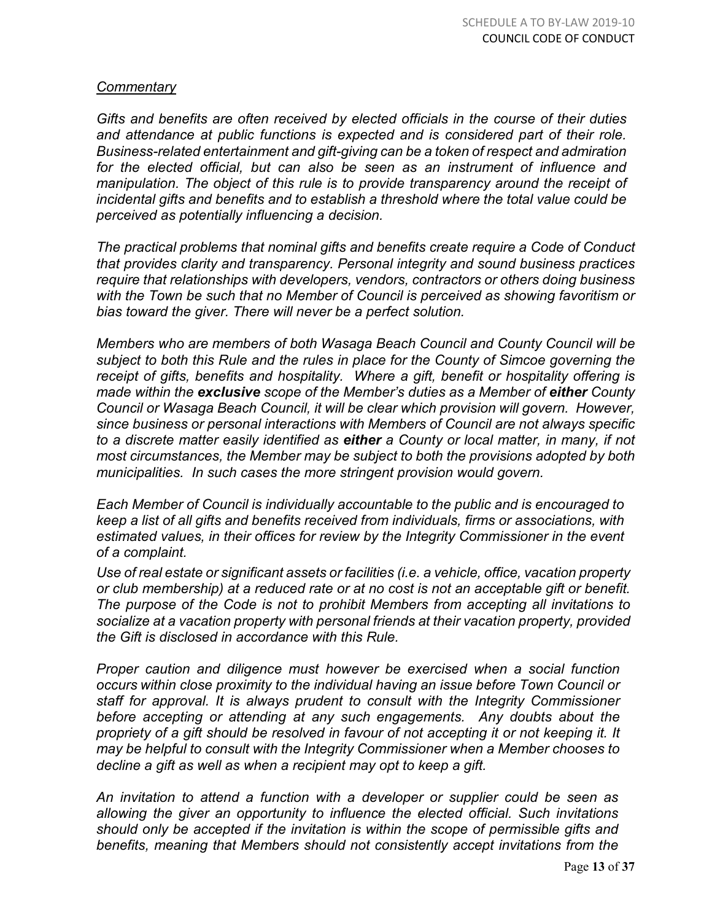*Commentary*

*Gifts and benefits are often received by elected officials in the course of their duties and attendance at public functions is expected and is considered part of their role. Business-related entertainment and gift-giving can be a token of respect and admiration for the elected official, but can also be seen as an instrument of influence and manipulation. The object of this rule is to provide transparency around the receipt of incidental gifts and benefits and to establish a threshold where the total value could be perceived as potentially influencing a decision.*

*The practical problems that nominal gifts and benefits create require a Code of Conduct that provides clarity and transparency. Personal integrity and sound business practices require that relationships with developers, vendors, contractors or others doing business with the Town be such that no Member of Council is perceived as showing favoritism or bias toward the giver. There will never be a perfect solution.*

*Members who are members of both Wasaga Beach Council and County Council will be subject to both this Rule and the rules in place for the County of Simcoe governing the receipt of gifts, benefits and hospitality. Where a gift, benefit or hospitality offering is made within the* ***exclusive*** *scope of the Member's duties as a Member of* ***either*** *County Council or Wasaga Beach Council, it will be clear which provision will govern. However, since business or personal interactions with Members of Council are not always specific to a discrete matter easily identified as* ***either*** *a County or local matter, in many, if not most circumstances, the Member may be subject to both the provisions adopted by both municipalities. In such cases the more stringent provision would govern.*

*Each Member of Council is individually accountable to the public and is encouraged to keep a list of all gifts and benefits received from individuals, firms or associations, with estimated values, in their offices for review by the Integrity Commissioner in the event of a complaint.*

*Use of real estate or significant assets or facilities (i.e. a vehicle, office, vacation property or club membership) at a reduced rate or at no cost is not an acceptable gift or benefit. The purpose of the Code is not to prohibit Members from accepting all invitations to socialize at a vacation property with personal friends at their vacation property, provided the Gift is disclosed in accordance with this Rule.*

*Proper caution and diligence must however be exercised when a social function occurs within close proximity to the individual having an issue before Town Council or staff for approval. It is always prudent to consult with the Integrity Commissioner before accepting or attending at any such engagements. Any doubts about the propriety of a gift should be resolved in favour of not accepting it or not keeping it. It may be helpful to consult with the Integrity Commissioner when a Member chooses to decline a gift as well as when a recipient may opt to keep a gift.*

*An invitation to attend a function with a developer or supplier could be seen as allowing the giver an opportunity to influence the elected official. Such invitations should only be accepted if the invitation is within the scope of permissible gifts and benefits, meaning that Members should not consistently accept invitations from the*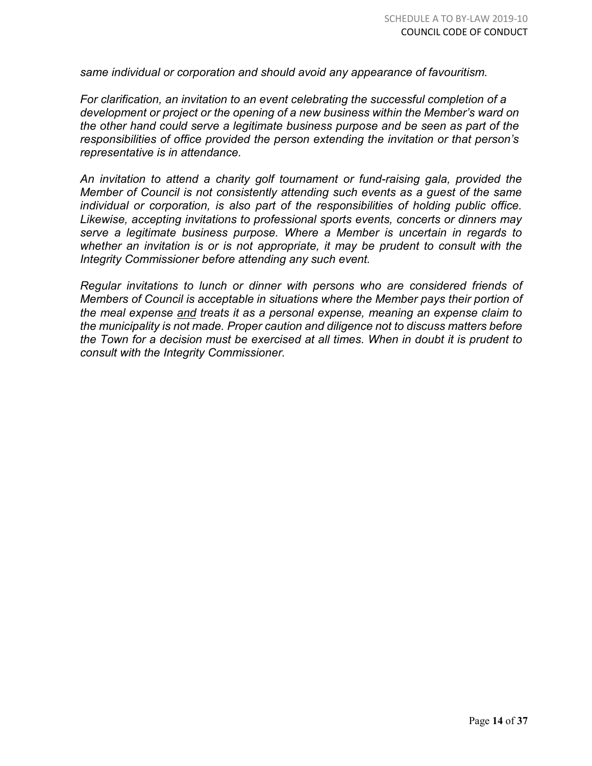*same individual or corporation and should avoid any appearance of favouritism.*

*For clarification, an invitation to an event celebrating the successful completion of a development or project or the opening of a new business within the Member's ward on the other hand could serve a legitimate business purpose and be seen as part of the responsibilities of office provided the person extending the invitation or that person's representative is in attendance.*

*An invitation to attend a charity golf tournament or fund-raising gala, provided the Member of Council is not consistently attending such events as a guest of the same individual or corporation, is also part of the responsibilities of holding public office. Likewise, accepting invitations to professional sports events, concerts or dinners may serve a legitimate business purpose. Where a Member is uncertain in regards to whether an invitation is or is not appropriate, it may be prudent to consult with the Integrity Commissioner before attending any such event.*

*Regular invitations to lunch or dinner with persons who are considered friends of Members of Council is acceptable in situations where the Member pays their portion of the meal expense <u>and</u> treats it as a personal expense, meaning an expense claim to the municipality is not made. Proper caution and diligence not to discuss matters before the Town for a decision must be exercised at all times. When in doubt it is prudent to consult with the Integrity Commissioner.*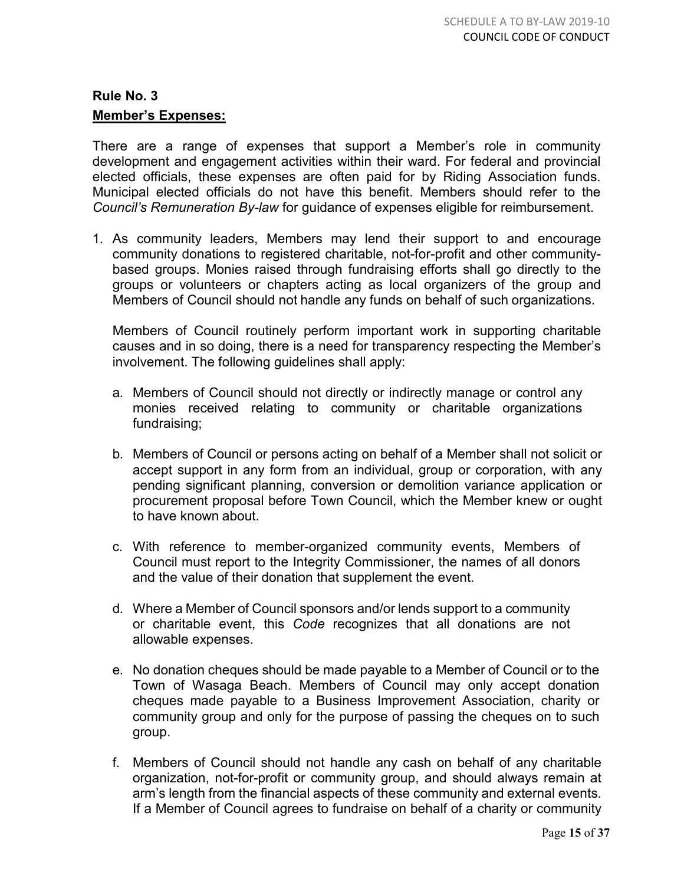## Rule No. 3

### Member's Expenses:

There are a range of expenses that support a Member's role in community development and engagement activities within their ward. For federal and provincial elected officials, these expenses are often paid for by Riding Association funds. Municipal elected officials do not have this benefit. Members should refer to the *Council's Remuneration By-law* for guidance of expenses eligible for reimbursement.

1. As community leaders, Members may lend their support to and encourage community donations to registered charitable, not-for-profit and other community-based groups. Monies raised through fundraising efforts shall go directly to the groups or volunteers or chapters acting as local organizers of the group and Members of Council should not handle any funds on behalf of such organizations.

   Members of Council routinely perform important work in supporting charitable causes and in so doing, there is a need for transparency respecting the Member's involvement. The following guidelines shall apply:

   a. Members of Council should not directly or indirectly manage or control any monies received relating to community or charitable organizations fundraising;

   b. Members of Council or persons acting on behalf of a Member shall not solicit or accept support in any form from an individual, group or corporation, with any pending significant planning, conversion or demolition variance application or procurement proposal before Town Council, which the Member knew or ought to have known about.

   c. With reference to member-organized community events, Members of Council must report to the Integrity Commissioner, the names of all donors and the value of their donation that supplement the event.

   d. Where a Member of Council sponsors and/or lends support to a community or charitable event, this *Code* recognizes that all donations are not allowable expenses.

   e. No donation cheques should be made payable to a Member of Council or to the Town of Wasaga Beach. Members of Council may only accept donation cheques made payable to a Business Improvement Association, charity or community group and only for the purpose of passing the cheques on to such group.

   f. Members of Council should not handle any cash on behalf of any charitable organization, not-for-profit or community group, and should always remain at arm's length from the financial aspects of these community and external events. If a Member of Council agrees to fundraise on behalf of a charity or community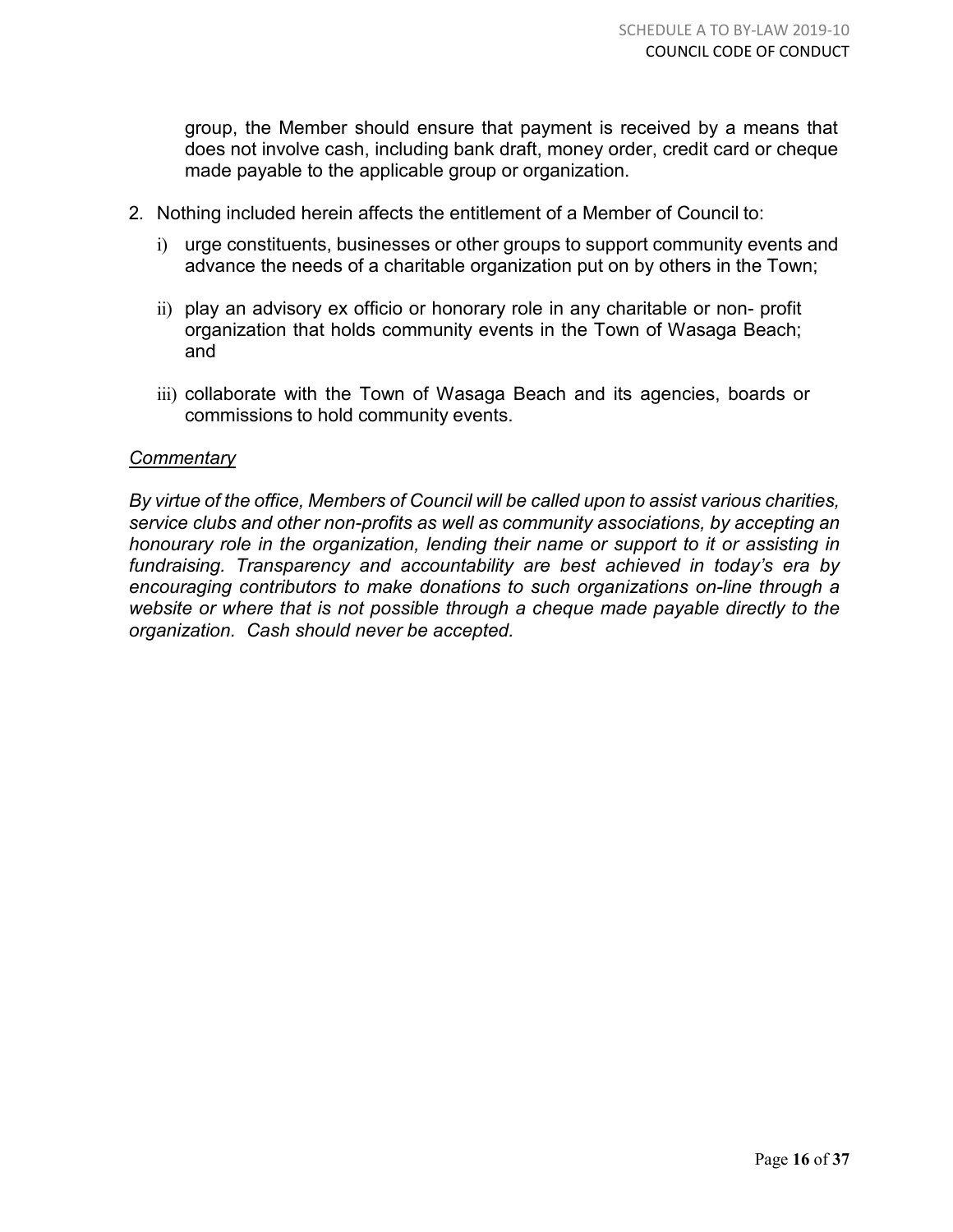group, the Member should ensure that payment is received by a means that does not involve cash, including bank draft, money order, credit card or cheque made payable to the applicable group or organization.

2. Nothing included herein affects the entitlement of a Member of Council to:

   i) urge constituents, businesses or other groups to support community events and advance the needs of a charitable organization put on by others in the Town;

   ii) play an advisory ex officio or honorary role in any charitable or non- profit organization that holds community events in the Town of Wasaga Beach; and

   iii) collaborate with the Town of Wasaga Beach and its agencies, boards or commissions to hold community events.

*Commentary*

*By virtue of the office, Members of Council will be called upon to assist various charities, service clubs and other non-profits as well as community associations, by accepting an honourary role in the organization, lending their name or support to it or assisting in fundraising. Transparency and accountability are best achieved in today's era by encouraging contributors to make donations to such organizations on-line through a website or where that is not possible through a cheque made payable directly to the organization. Cash should never be accepted.*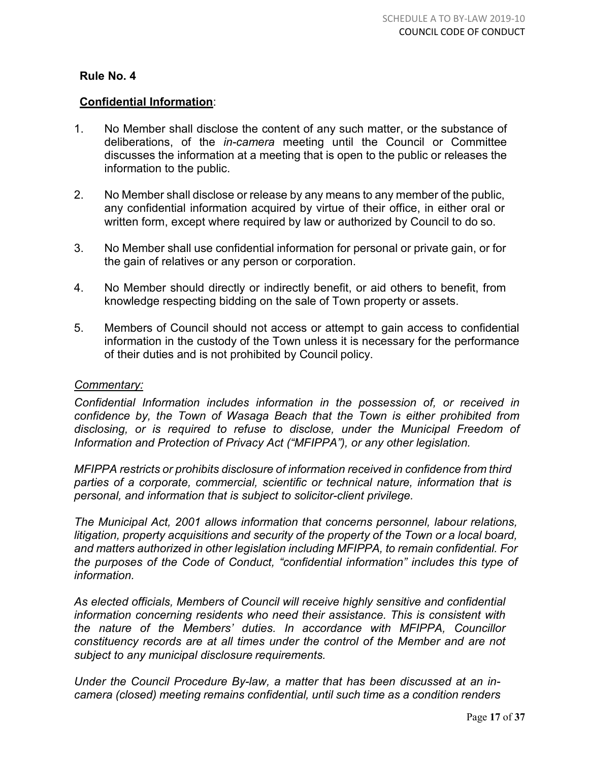## Rule No. 4

**Confidential Information**:

1. No Member shall disclose the content of any such matter, or the substance of deliberations, of the *in-camera* meeting until the Council or Committee discusses the information at a meeting that is open to the public or releases the information to the public.

2. No Member shall disclose or release by any means to any member of the public, any confidential information acquired by virtue of their office, in either oral or written form, except where required by law or authorized by Council to do so.

3. No Member shall use confidential information for personal or private gain, or for the gain of relatives or any person or corporation.

4. No Member should directly or indirectly benefit, or aid others to benefit, from knowledge respecting bidding on the sale of Town property or assets.

5. Members of Council should not access or attempt to gain access to confidential information in the custody of the Town unless it is necessary for the performance of their duties and is not prohibited by Council policy.

*Commentary:*

*Confidential Information includes information in the possession of, or received in confidence by, the Town of Wasaga Beach that the Town is either prohibited from disclosing, or is required to refuse to disclose, under the Municipal Freedom of Information and Protection of Privacy Act ("MFIPPA"), or any other legislation.*

*MFIPPA restricts or prohibits disclosure of information received in confidence from third parties of a corporate, commercial, scientific or technical nature, information that is personal, and information that is subject to solicitor-client privilege.*

*The Municipal Act, 2001 allows information that concerns personnel, labour relations, litigation, property acquisitions and security of the property of the Town or a local board, and matters authorized in other legislation including MFIPPA, to remain confidential. For the purposes of the Code of Conduct, "confidential information" includes this type of information.*

*As elected officials, Members of Council will receive highly sensitive and confidential information concerning residents who need their assistance. This is consistent with the nature of the Members' duties. In accordance with MFIPPA, Councillor constituency records are at all times under the control of the Member and are not subject to any municipal disclosure requirements.*

*Under the Council Procedure By-law, a matter that has been discussed at an in-camera (closed) meeting remains confidential, until such time as a condition renders*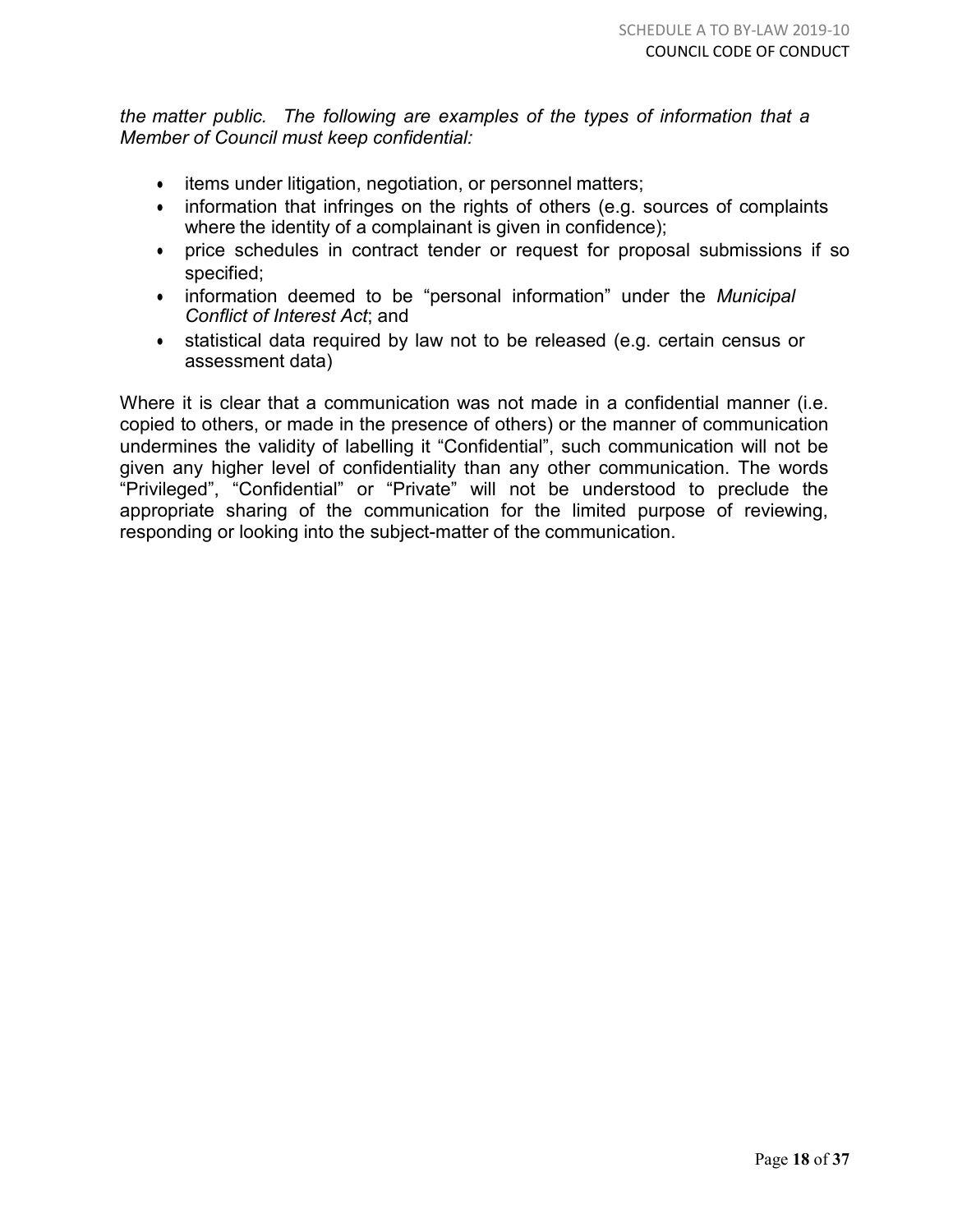*the matter public. The following are examples of the types of information that a Member of Council must keep confidential:*

- items under litigation, negotiation, or personnel matters;
- information that infringes on the rights of others (e.g. sources of complaints where the identity of a complainant is given in confidence);
- price schedules in contract tender or request for proposal submissions if so specified;
- information deemed to be "personal information" under the *Municipal Conflict of Interest Act*; and
- statistical data required by law not to be released (e.g. certain census or assessment data)

Where it is clear that a communication was not made in a confidential manner (i.e. copied to others, or made in the presence of others) or the manner of communication undermines the validity of labelling it "Confidential", such communication will not be given any higher level of confidentiality than any other communication. The words "Privileged", "Confidential" or "Private" will not be understood to preclude the appropriate sharing of the communication for the limited purpose of reviewing, responding or looking into the subject-matter of the communication.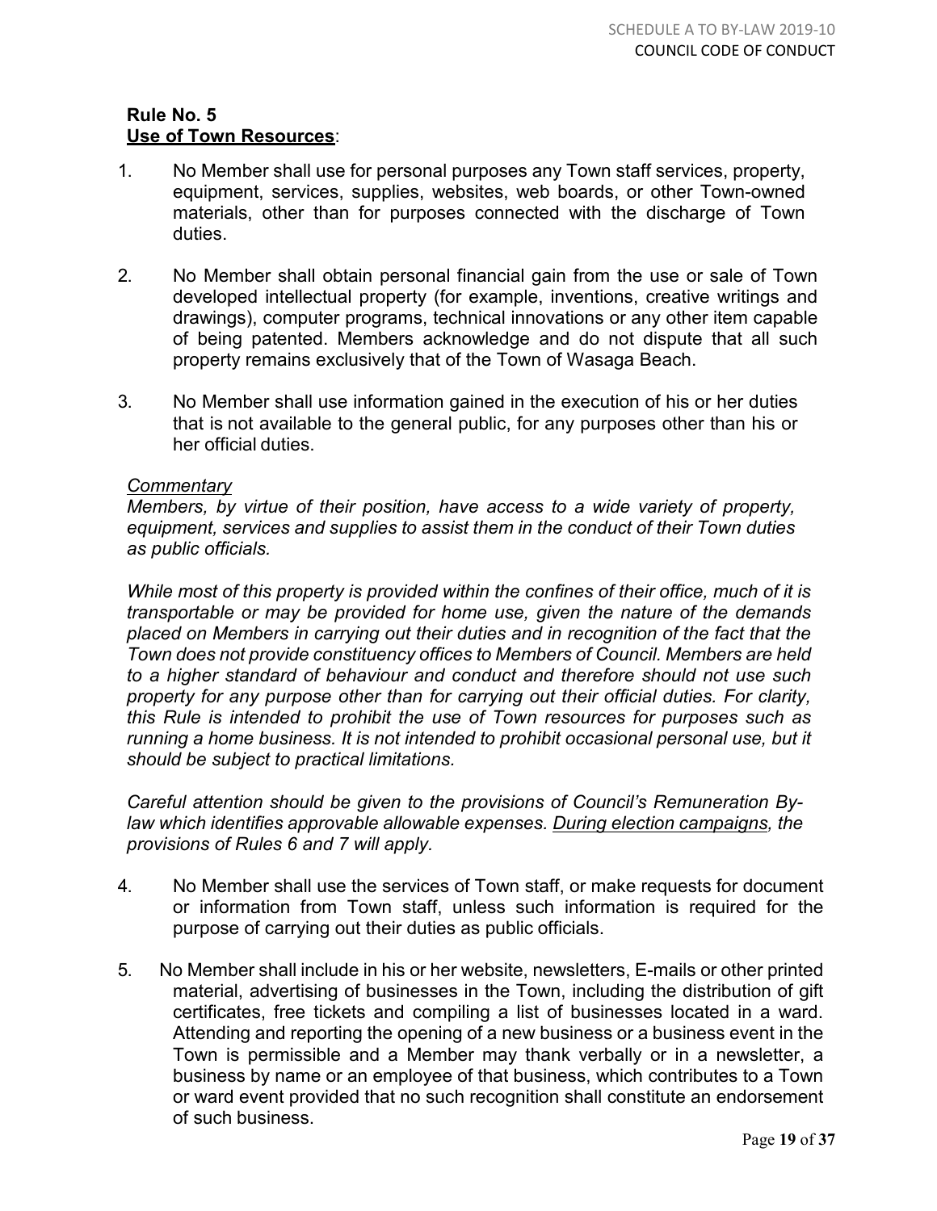**Rule No. 5**
**Use of Town Resources**:

1. No Member shall use for personal purposes any Town staff services, property, equipment, services, supplies, websites, web boards, or other Town-owned materials, other than for purposes connected with the discharge of Town duties.

2. No Member shall obtain personal financial gain from the use or sale of Town developed intellectual property (for example, inventions, creative writings and drawings), computer programs, technical innovations or any other item capable of being patented. Members acknowledge and do not dispute that all such property remains exclusively that of the Town of Wasaga Beach.

3. No Member shall use information gained in the execution of his or her duties that is not available to the general public, for any purposes other than his or her official duties.

*Commentary*

*Members, by virtue of their position, have access to a wide variety of property, equipment, services and supplies to assist them in the conduct of their Town duties as public officials.*

*While most of this property is provided within the confines of their office, much of it is transportable or may be provided for home use, given the nature of the demands placed on Members in carrying out their duties and in recognition of the fact that the Town does not provide constituency offices to Members of Council. Members are held to a higher standard of behaviour and conduct and therefore should not use such property for any purpose other than for carrying out their official duties. For clarity, this Rule is intended to prohibit the use of Town resources for purposes such as running a home business. It is not intended to prohibit occasional personal use, but it should be subject to practical limitations.*

*Careful attention should be given to the provisions of Council's Remuneration By-law which identifies approvable allowable expenses. During election campaigns, the provisions of Rules 6 and 7 will apply.*

4. No Member shall use the services of Town staff, or make requests for document or information from Town staff, unless such information is required for the purpose of carrying out their duties as public officials.

5. No Member shall include in his or her website, newsletters, E-mails or other printed material, advertising of businesses in the Town, including the distribution of gift certificates, free tickets and compiling a list of businesses located in a ward. Attending and reporting the opening of a new business or a business event in the Town is permissible and a Member may thank verbally or in a newsletter, a business by name or an employee of that business, which contributes to a Town or ward event provided that no such recognition shall constitute an endorsement of such business.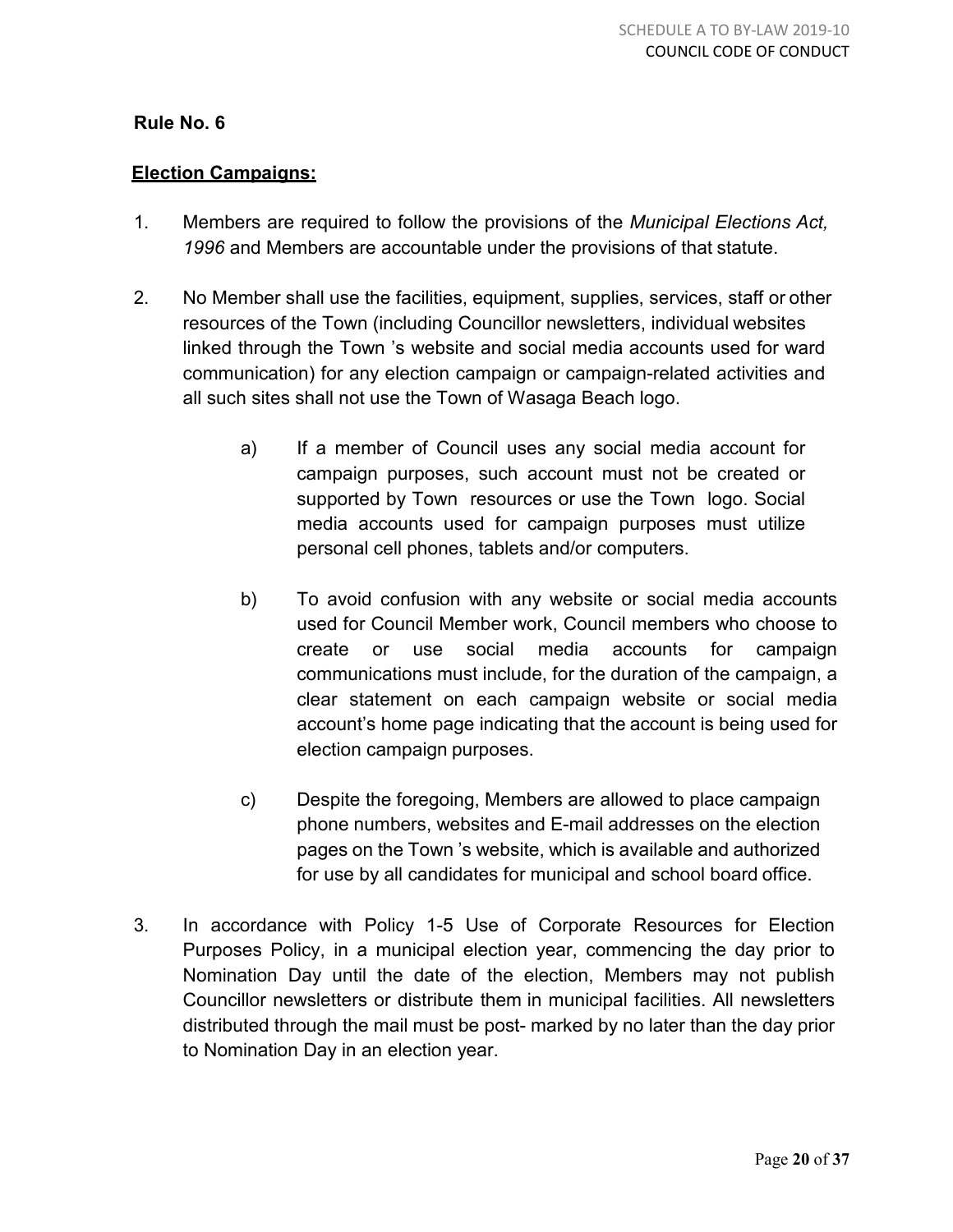## Rule No. 6

**Election Campaigns:**

1. Members are required to follow the provisions of the *Municipal Elections Act, 1996* and Members are accountable under the provisions of that statute.

2. No Member shall use the facilities, equipment, supplies, services, staff or other resources of the Town (including Councillor newsletters, individual websites linked through the Town 's website and social media accounts used for ward communication) for any election campaign or campaign-related activities and all such sites shall not use the Town of Wasaga Beach logo.

   a) If a member of Council uses any social media account for campaign purposes, such account must not be created or supported by Town resources or use the Town logo. Social media accounts used for campaign purposes must utilize personal cell phones, tablets and/or computers.

   b) To avoid confusion with any website or social media accounts used for Council Member work, Council members who choose to create or use social media accounts for campaign communications must include, for the duration of the campaign, a clear statement on each campaign website or social media account's home page indicating that the account is being used for election campaign purposes.

   c) Despite the foregoing, Members are allowed to place campaign phone numbers, websites and E-mail addresses on the election pages on the Town 's website, which is available and authorized for use by all candidates for municipal and school board office.

3. In accordance with Policy 1-5 Use of Corporate Resources for Election Purposes Policy, in a municipal election year, commencing the day prior to Nomination Day until the date of the election, Members may not publish Councillor newsletters or distribute them in municipal facilities. All newsletters distributed through the mail must be post- marked by no later than the day prior to Nomination Day in an election year.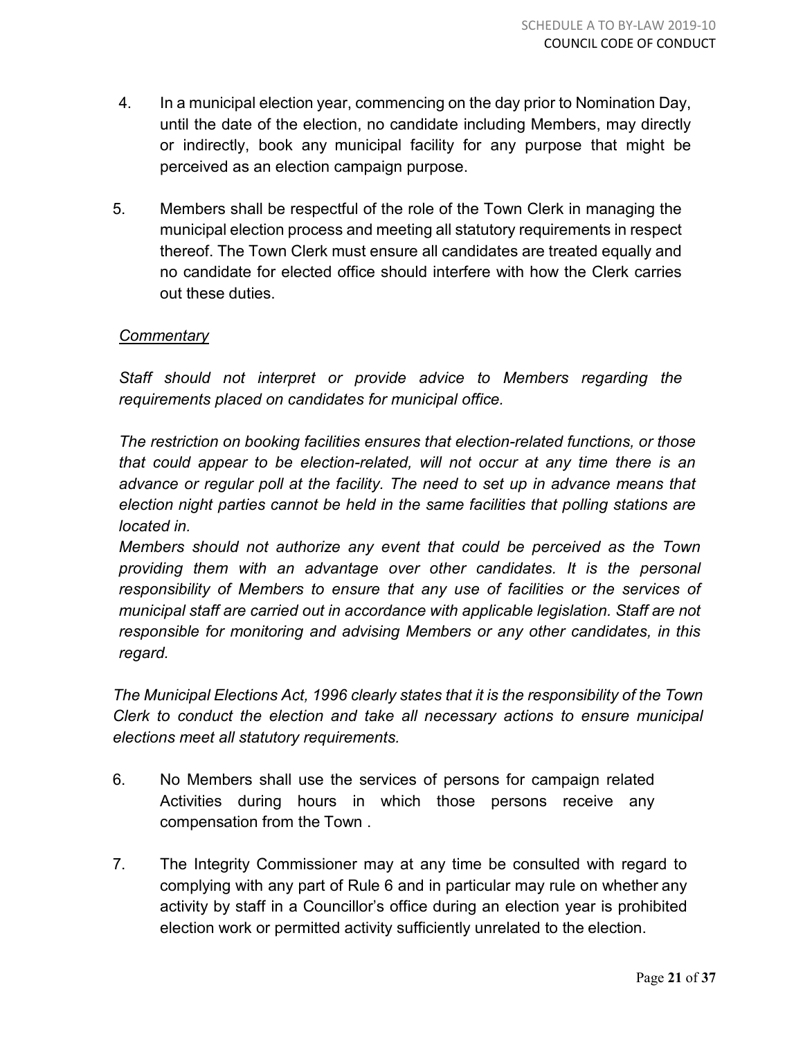4. In a municipal election year, commencing on the day prior to Nomination Day, until the date of the election, no candidate including Members, may directly or indirectly, book any municipal facility for any purpose that might be perceived as an election campaign purpose.

5. Members shall be respectful of the role of the Town Clerk in managing the municipal election process and meeting all statutory requirements in respect thereof. The Town Clerk must ensure all candidates are treated equally and no candidate for elected office should interfere with how the Clerk carries out these duties.

*Commentary*

*Staff should not interpret or provide advice to Members regarding the requirements placed on candidates for municipal office.*

*The restriction on booking facilities ensures that election-related functions, or those that could appear to be election-related, will not occur at any time there is an advance or regular poll at the facility. The need to set up in advance means that election night parties cannot be held in the same facilities that polling stations are located in.*

*Members should not authorize any event that could be perceived as the Town providing them with an advantage over other candidates. It is the personal responsibility of Members to ensure that any use of facilities or the services of municipal staff are carried out in accordance with applicable legislation. Staff are not responsible for monitoring and advising Members or any other candidates, in this regard.*

*The Municipal Elections Act, 1996 clearly states that it is the responsibility of the Town Clerk to conduct the election and take all necessary actions to ensure municipal elections meet all statutory requirements.*

6. No Members shall use the services of persons for campaign related Activities during hours in which those persons receive any compensation from the Town .

7. The Integrity Commissioner may at any time be consulted with regard to complying with any part of Rule 6 and in particular may rule on whether any activity by staff in a Councillor's office during an election year is prohibited election work or permitted activity sufficiently unrelated to the election.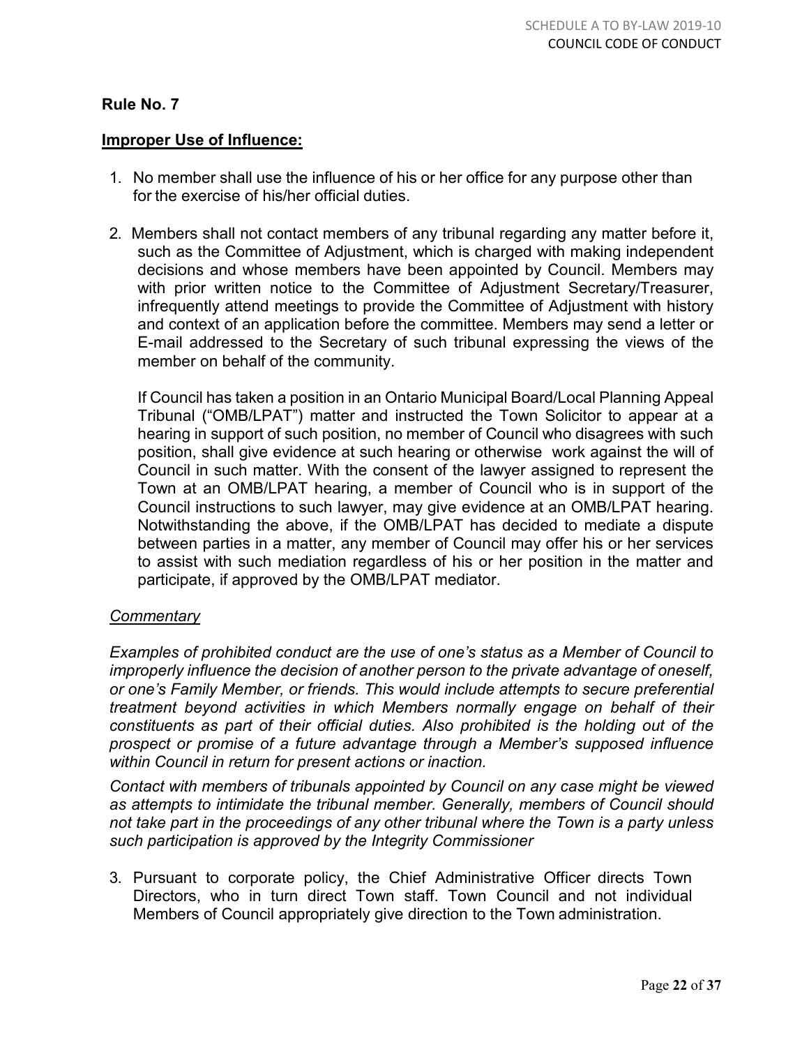**Rule No. 7**

**Improper Use of Influence:**

1. No member shall use the influence of his or her office for any purpose other than for the exercise of his/her official duties.

2. Members shall not contact members of any tribunal regarding any matter before it, such as the Committee of Adjustment, which is charged with making independent decisions and whose members have been appointed by Council. Members may with prior written notice to the Committee of Adjustment Secretary/Treasurer, infrequently attend meetings to provide the Committee of Adjustment with history and context of an application before the committee. Members may send a letter or E-mail addressed to the Secretary of such tribunal expressing the views of the member on behalf of the community.

   If Council has taken a position in an Ontario Municipal Board/Local Planning Appeal Tribunal ("OMB/LPAT") matter and instructed the Town Solicitor to appear at a hearing in support of such position, no member of Council who disagrees with such position, shall give evidence at such hearing or otherwise work against the will of Council in such matter. With the consent of the lawyer assigned to represent the Town at an OMB/LPAT hearing, a member of Council who is in support of the Council instructions to such lawyer, may give evidence at an OMB/LPAT hearing. Notwithstanding the above, if the OMB/LPAT has decided to mediate a dispute between parties in a matter, any member of Council may offer his or her services to assist with such mediation regardless of his or her position in the matter and participate, if approved by the OMB/LPAT mediator.

*Commentary*

*Examples of prohibited conduct are the use of one's status as a Member of Council to improperly influence the decision of another person to the private advantage of oneself, or one's Family Member, or friends. This would include attempts to secure preferential treatment beyond activities in which Members normally engage on behalf of their constituents as part of their official duties. Also prohibited is the holding out of the prospect or promise of a future advantage through a Member's supposed influence within Council in return for present actions or inaction.*

*Contact with members of tribunals appointed by Council on any case might be viewed as attempts to intimidate the tribunal member. Generally, members of Council should not take part in the proceedings of any other tribunal where the Town is a party unless such participation is approved by the Integrity Commissioner*

3. Pursuant to corporate policy, the Chief Administrative Officer directs Town Directors, who in turn direct Town staff. Town Council and not individual Members of Council appropriately give direction to the Town administration.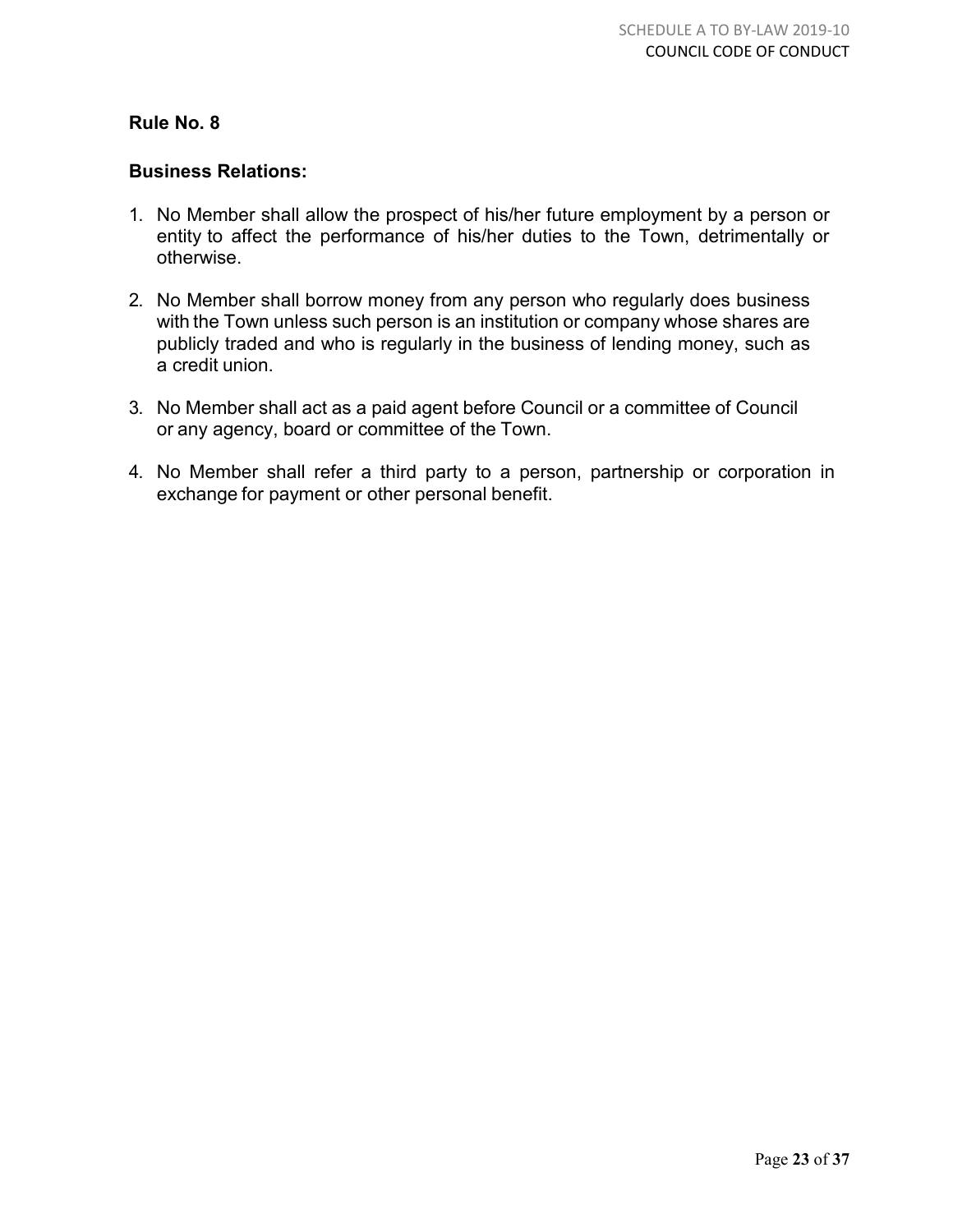## Rule No. 8

### Business Relations:

1. No Member shall allow the prospect of his/her future employment by a person or entity to affect the performance of his/her duties to the Town, detrimentally or otherwise.

2. No Member shall borrow money from any person who regularly does business with the Town unless such person is an institution or company whose shares are publicly traded and who is regularly in the business of lending money, such as a credit union.

3. No Member shall act as a paid agent before Council or a committee of Council or any agency, board or committee of the Town.

4. No Member shall refer a third party to a person, partnership or corporation in exchange for payment or other personal benefit.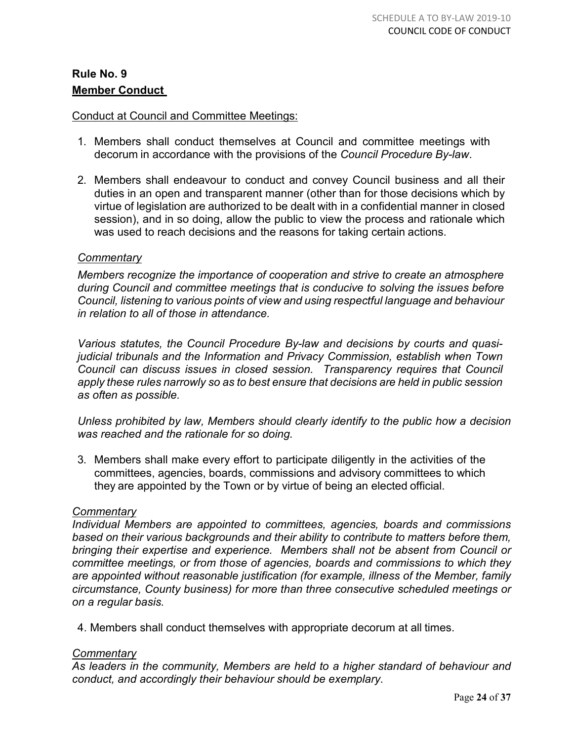## Rule No. 9

## <u>Member Conduct</u>

<u>Conduct at Council and Committee Meetings:</u>

1. Members shall conduct themselves at Council and committee meetings with decorum in accordance with the provisions of the *Council Procedure By-law*.

2. Members shall endeavour to conduct and convey Council business and all their duties in an open and transparent manner (other than for those decisions which by virtue of legislation are authorized to be dealt with in a confidential manner in closed session), and in so doing, allow the public to view the process and rationale which was used to reach decisions and the reasons for taking certain actions.

*<u>Commentary</u>*

*Members recognize the importance of cooperation and strive to create an atmosphere during Council and committee meetings that is conducive to solving the issues before Council, listening to various points of view and using respectful language and behaviour in relation to all of those in attendance.*

*Various statutes, the Council Procedure By-law and decisions by courts and quasi-judicial tribunals and the Information and Privacy Commission, establish when Town Council can discuss issues in closed session. Transparency requires that Council apply these rules narrowly so as to best ensure that decisions are held in public session as often as possible.*

*Unless prohibited by law, Members should clearly identify to the public how a decision was reached and the rationale for so doing.*

3. Members shall make every effort to participate diligently in the activities of the committees, agencies, boards, commissions and advisory committees to which they are appointed by the Town or by virtue of being an elected official.

*<u>Commentary</u>*

*Individual Members are appointed to committees, agencies, boards and commissions based on their various backgrounds and their ability to contribute to matters before them, bringing their expertise and experience. Members shall not be absent from Council or committee meetings, or from those of agencies, boards and commissions to which they are appointed without reasonable justification (for example, illness of the Member, family circumstance, County business) for more than three consecutive scheduled meetings or on a regular basis.*

4. Members shall conduct themselves with appropriate decorum at all times.

*<u>Commentary</u>*

*As leaders in the community, Members are held to a higher standard of behaviour and conduct, and accordingly their behaviour should be exemplary.*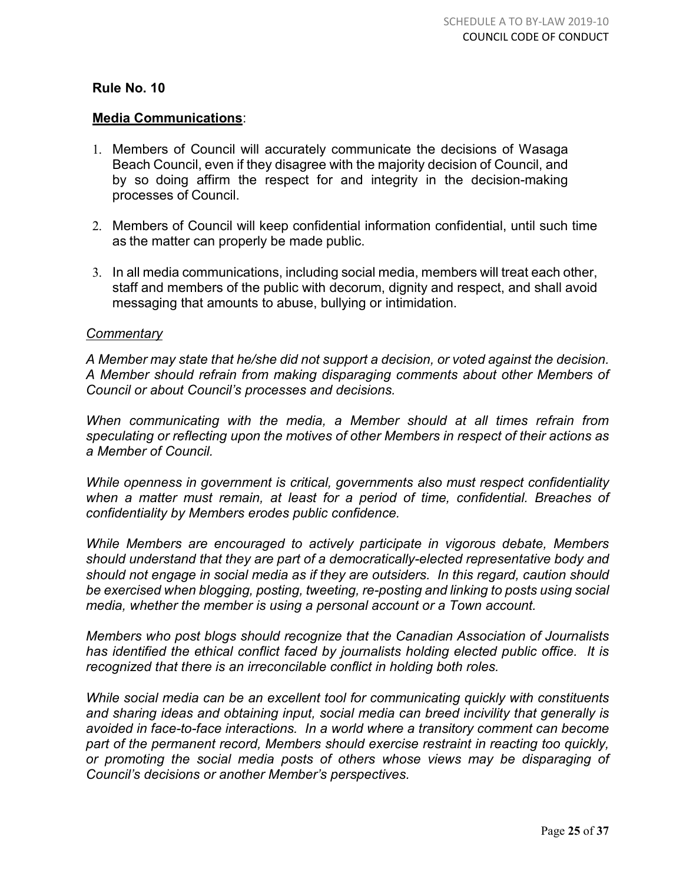**Rule No. 10**

**Media Communications**:

1. Members of Council will accurately communicate the decisions of Wasaga Beach Council, even if they disagree with the majority decision of Council, and by so doing affirm the respect for and integrity in the decision-making processes of Council.

2. Members of Council will keep confidential information confidential, until such time as the matter can properly be made public.

3. In all media communications, including social media, members will treat each other, staff and members of the public with decorum, dignity and respect, and shall avoid messaging that amounts to abuse, bullying or intimidation.

*Commentary*

*A Member may state that he/she did not support a decision, or voted against the decision. A Member should refrain from making disparaging comments about other Members of Council or about Council's processes and decisions.*

*When communicating with the media, a Member should at all times refrain from speculating or reflecting upon the motives of other Members in respect of their actions as a Member of Council.*

*While openness in government is critical, governments also must respect confidentiality when a matter must remain, at least for a period of time, confidential. Breaches of confidentiality by Members erodes public confidence.*

*While Members are encouraged to actively participate in vigorous debate, Members should understand that they are part of a democratically-elected representative body and should not engage in social media as if they are outsiders. In this regard, caution should be exercised when blogging, posting, tweeting, re-posting and linking to posts using social media, whether the member is using a personal account or a Town account.*

*Members who post blogs should recognize that the Canadian Association of Journalists has identified the ethical conflict faced by journalists holding elected public office. It is recognized that there is an irreconcilable conflict in holding both roles.*

*While social media can be an excellent tool for communicating quickly with constituents and sharing ideas and obtaining input, social media can breed incivility that generally is avoided in face-to-face interactions. In a world where a transitory comment can become part of the permanent record, Members should exercise restraint in reacting too quickly, or promoting the social media posts of others whose views may be disparaging of Council's decisions or another Member's perspectives.*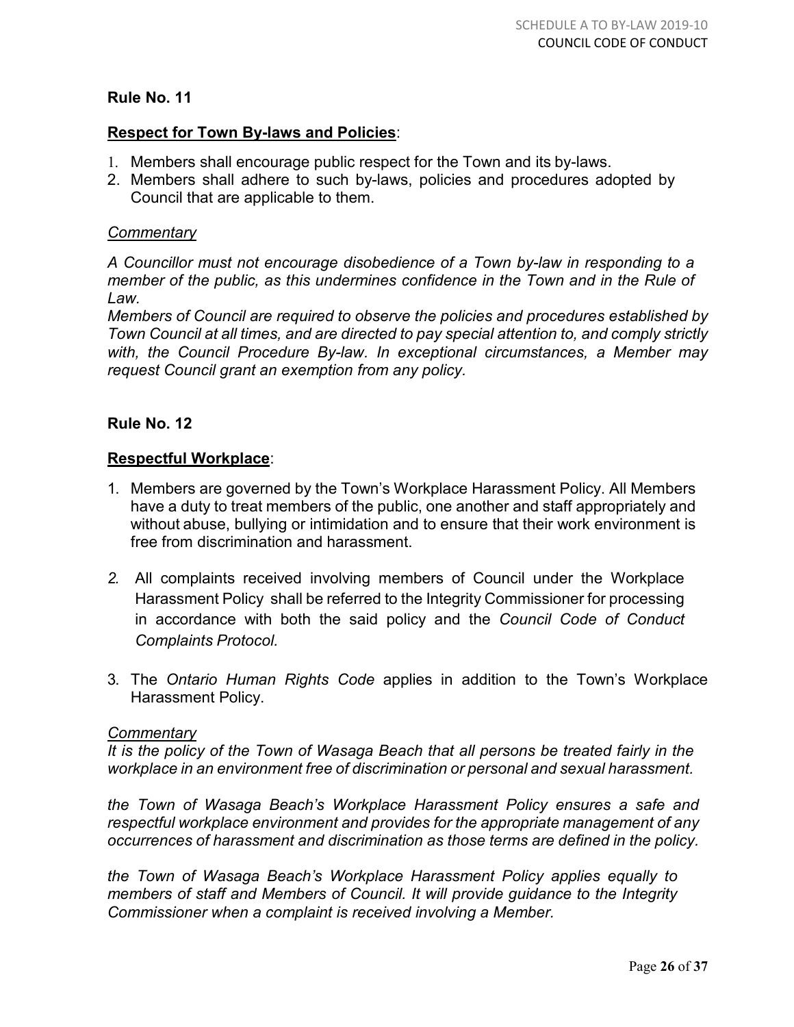## Rule No. 11

**Respect for Town By-laws and Policies**:

1. Members shall encourage public respect for the Town and its by-laws.
2. Members shall adhere to such by-laws, policies and procedures adopted by Council that are applicable to them.

*Commentary*

*A Councillor must not encourage disobedience of a Town by-law in responding to a member of the public, as this undermines confidence in the Town and in the Rule of Law.*

*Members of Council are required to observe the policies and procedures established by Town Council at all times, and are directed to pay special attention to, and comply strictly with, the Council Procedure By-law. In exceptional circumstances, a Member may request Council grant an exemption from any policy.*

## Rule No. 12

**Respectful Workplace**:

1. Members are governed by the Town's Workplace Harassment Policy. All Members have a duty to treat members of the public, one another and staff appropriately and without abuse, bullying or intimidation and to ensure that their work environment is free from discrimination and harassment.
2. All complaints received involving members of Council under the Workplace Harassment Policy shall be referred to the Integrity Commissioner for processing in accordance with both the said policy and the *Council Code of Conduct Complaints Protocol.*
3. The *Ontario Human Rights Code* applies in addition to the Town's Workplace Harassment Policy.

*Commentary*

*It is the policy of the Town of Wasaga Beach that all persons be treated fairly in the workplace in an environment free of discrimination or personal and sexual harassment.*

*the Town of Wasaga Beach's Workplace Harassment Policy ensures a safe and respectful workplace environment and provides for the appropriate management of any occurrences of harassment and discrimination as those terms are defined in the policy.*

*the Town of Wasaga Beach's Workplace Harassment Policy applies equally to members of staff and Members of Council. It will provide guidance to the Integrity Commissioner when a complaint is received involving a Member.*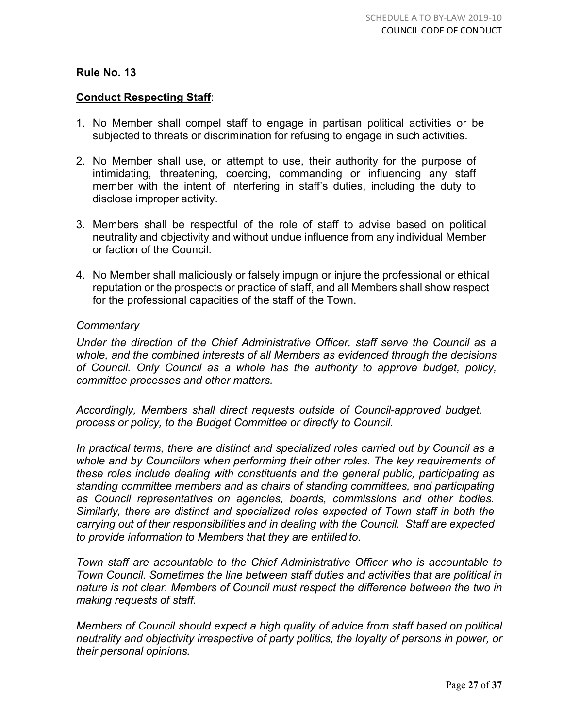**Rule No. 13**

**Conduct Respecting Staff**:

1. No Member shall compel staff to engage in partisan political activities or be subjected to threats or discrimination for refusing to engage in such activities.

2. No Member shall use, or attempt to use, their authority for the purpose of intimidating, threatening, coercing, commanding or influencing any staff member with the intent of interfering in staff's duties, including the duty to disclose improper activity.

3. Members shall be respectful of the role of staff to advise based on political neutrality and objectivity and without undue influence from any individual Member or faction of the Council.

4. No Member shall maliciously or falsely impugn or injure the professional or ethical reputation or the prospects or practice of staff, and all Members shall show respect for the professional capacities of the staff of the Town.

*Commentary*

*Under the direction of the Chief Administrative Officer, staff serve the Council as a whole, and the combined interests of all Members as evidenced through the decisions of Council. Only Council as a whole has the authority to approve budget, policy, committee processes and other matters.*

*Accordingly, Members shall direct requests outside of Council-approved budget, process or policy, to the Budget Committee or directly to Council.*

*In practical terms, there are distinct and specialized roles carried out by Council as a whole and by Councillors when performing their other roles. The key requirements of these roles include dealing with constituents and the general public, participating as standing committee members and as chairs of standing committees, and participating as Council representatives on agencies, boards, commissions and other bodies. Similarly, there are distinct and specialized roles expected of Town staff in both the carrying out of their responsibilities and in dealing with the Council. Staff are expected to provide information to Members that they are entitled to.*

*Town staff are accountable to the Chief Administrative Officer who is accountable to Town Council. Sometimes the line between staff duties and activities that are political in nature is not clear. Members of Council must respect the difference between the two in making requests of staff.*

*Members of Council should expect a high quality of advice from staff based on political neutrality and objectivity irrespective of party politics, the loyalty of persons in power, or their personal opinions.*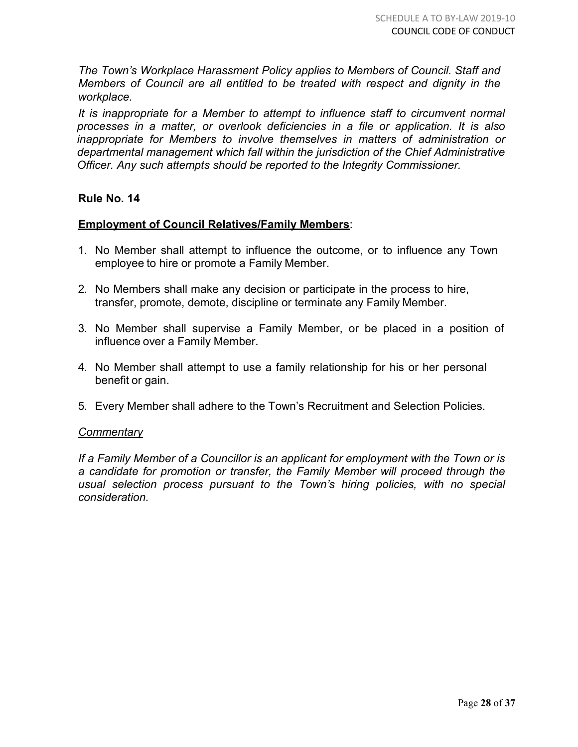*The Town's Workplace Harassment Policy applies to Members of Council. Staff and Members of Council are all entitled to be treated with respect and dignity in the workplace.*

*It is inappropriate for a Member to attempt to influence staff to circumvent normal processes in a matter, or overlook deficiencies in a file or application. It is also inappropriate for Members to involve themselves in matters of administration or departmental management which fall within the jurisdiction of the Chief Administrative Officer. Any such attempts should be reported to the Integrity Commissioner.*

**Rule No. 14**

**Employment of Council Relatives/Family Members**:

1. No Member shall attempt to influence the outcome, or to influence any Town employee to hire or promote a Family Member.
2. No Members shall make any decision or participate in the process to hire, transfer, promote, demote, discipline or terminate any Family Member.
3. No Member shall supervise a Family Member, or be placed in a position of influence over a Family Member.
4. No Member shall attempt to use a family relationship for his or her personal benefit or gain.
5. Every Member shall adhere to the Town's Recruitment and Selection Policies.

*Commentary*

*If a Family Member of a Councillor is an applicant for employment with the Town or is a candidate for promotion or transfer, the Family Member will proceed through the usual selection process pursuant to the Town's hiring policies, with no special consideration.*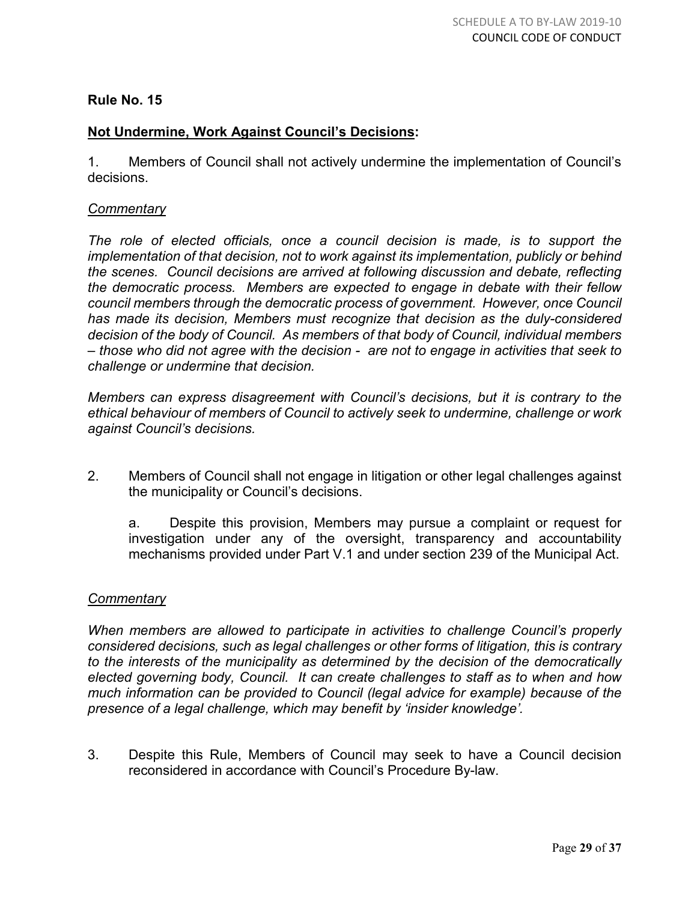**Rule No. 15**

**Not Undermine, Work Against Council's Decisions:**

1. Members of Council shall not actively undermine the implementation of Council's decisions.

*Commentary*

*The role of elected officials, once a council decision is made, is to support the implementation of that decision, not to work against its implementation, publicly or behind the scenes. Council decisions are arrived at following discussion and debate, reflecting the democratic process. Members are expected to engage in debate with their fellow council members through the democratic process of government. However, once Council has made its decision, Members must recognize that decision as the duly-considered decision of the body of Council. As members of that body of Council, individual members – those who did not agree with the decision - are not to engage in activities that seek to challenge or undermine that decision.*

*Members can express disagreement with Council's decisions, but it is contrary to the ethical behaviour of members of Council to actively seek to undermine, challenge or work against Council's decisions.*

2. Members of Council shall not engage in litigation or other legal challenges against the municipality or Council's decisions.

   a. Despite this provision, Members may pursue a complaint or request for investigation under any of the oversight, transparency and accountability mechanisms provided under Part V.1 and under section 239 of the Municipal Act.

*Commentary*

*When members are allowed to participate in activities to challenge Council's properly considered decisions, such as legal challenges or other forms of litigation, this is contrary to the interests of the municipality as determined by the decision of the democratically elected governing body, Council. It can create challenges to staff as to when and how much information can be provided to Council (legal advice for example) because of the presence of a legal challenge, which may benefit by 'insider knowledge'.*

3. Despite this Rule, Members of Council may seek to have a Council decision reconsidered in accordance with Council's Procedure By-law.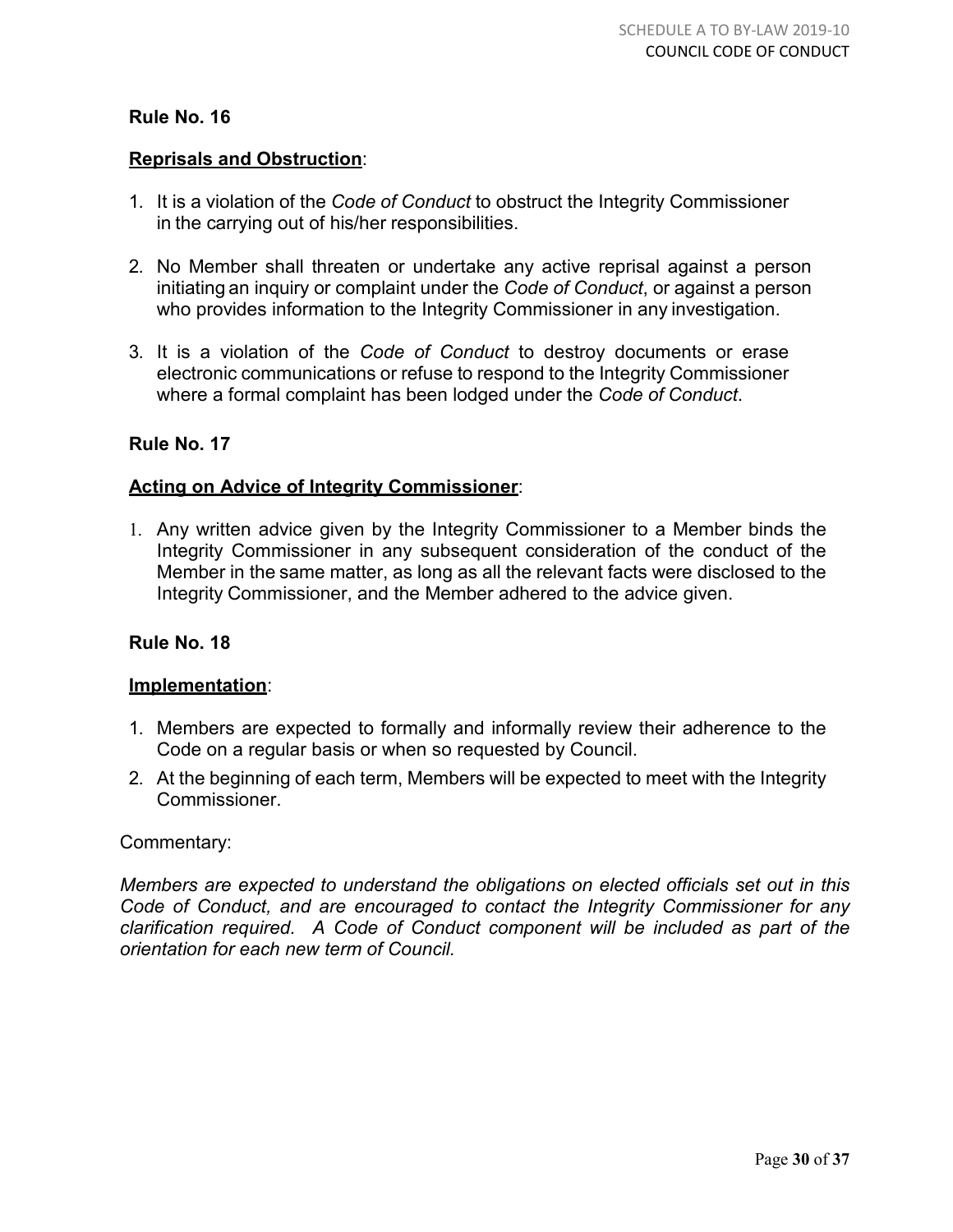**Rule No. 16**

**Reprisals and Obstruction**:

1. It is a violation of the *Code of Conduct* to obstruct the Integrity Commissioner in the carrying out of his/her responsibilities.

2. No Member shall threaten or undertake any active reprisal against a person initiating an inquiry or complaint under the *Code of Conduct*, or against a person who provides information to the Integrity Commissioner in any investigation.

3. It is a violation of the *Code of Conduct* to destroy documents or erase electronic communications or refuse to respond to the Integrity Commissioner where a formal complaint has been lodged under the *Code of Conduct*.

**Rule No. 17**

**Acting on Advice of Integrity Commissioner**:

1. Any written advice given by the Integrity Commissioner to a Member binds the Integrity Commissioner in any subsequent consideration of the conduct of the Member in the same matter, as long as all the relevant facts were disclosed to the Integrity Commissioner, and the Member adhered to the advice given.

**Rule No. 18**

**Implementation**:

1. Members are expected to formally and informally review their adherence to the Code on a regular basis or when so requested by Council.
2. At the beginning of each term, Members will be expected to meet with the Integrity Commissioner.

Commentary:

*Members are expected to understand the obligations on elected officials set out in this Code of Conduct, and are encouraged to contact the Integrity Commissioner for any clarification required. A Code of Conduct component will be included as part of the orientation for each new term of Council.*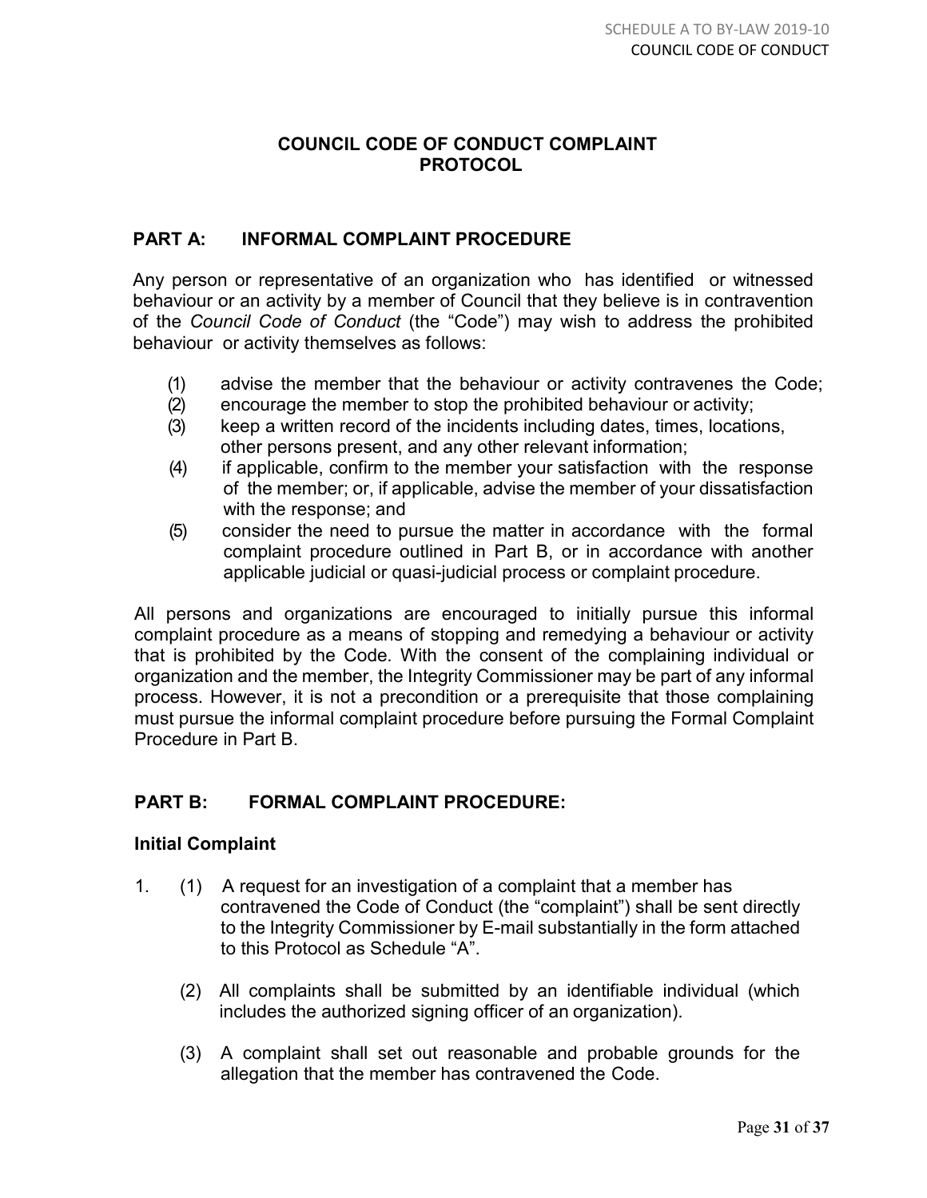## COUNCIL CODE OF CONDUCT COMPLAINT PROTOCOL

### PART A: INFORMAL COMPLAINT PROCEDURE

Any person or representative of an organization who has identified or witnessed behaviour or an activity by a member of Council that they believe is in contravention of the *Council Code of Conduct* (the "Code") may wish to address the prohibited behaviour or activity themselves as follows:

(1) advise the member that the behaviour or activity contravenes the Code;
(2) encourage the member to stop the prohibited behaviour or activity;
(3) keep a written record of the incidents including dates, times, locations, other persons present, and any other relevant information;
(4) if applicable, confirm to the member your satisfaction with the response of the member; or, if applicable, advise the member of your dissatisfaction with the response; and
(5) consider the need to pursue the matter in accordance with the formal complaint procedure outlined in Part B, or in accordance with another applicable judicial or quasi-judicial process or complaint procedure.

All persons and organizations are encouraged to initially pursue this informal complaint procedure as a means of stopping and remedying a behaviour or activity that is prohibited by the Code. With the consent of the complaining individual or organization and the member, the Integrity Commissioner may be part of any informal process. However, it is not a precondition or a prerequisite that those complaining must pursue the informal complaint procedure before pursuing the Formal Complaint Procedure in Part B.

### PART B: FORMAL COMPLAINT PROCEDURE:

**Initial Complaint**

1. (1) A request for an investigation of a complaint that a member has contravened the Code of Conduct (the "complaint") shall be sent directly to the Integrity Commissioner by E-mail substantially in the form attached to this Protocol as Schedule "A".

   (2) All complaints shall be submitted by an identifiable individual (which includes the authorized signing officer of an organization).

   (3) A complaint shall set out reasonable and probable grounds for the allegation that the member has contravened the Code.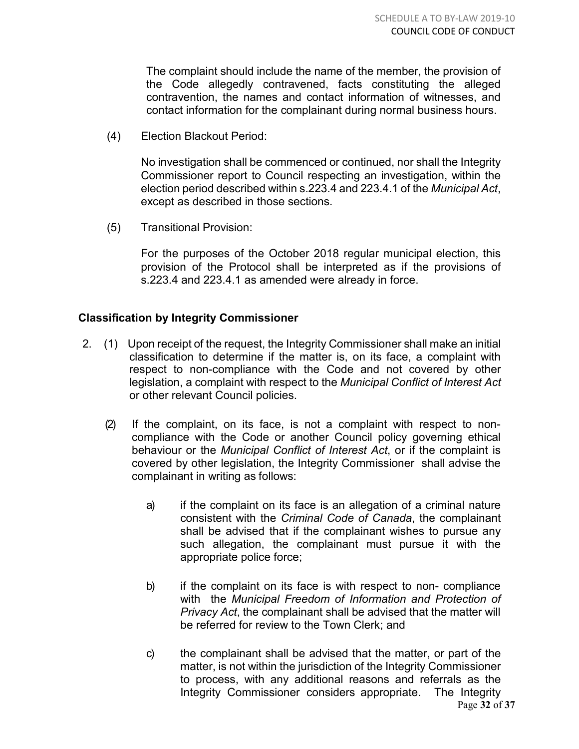The complaint should include the name of the member, the provision of the Code allegedly contravened, facts constituting the alleged contravention, the names and contact information of witnesses, and contact information for the complainant during normal business hours.

(4) Election Blackout Period:

No investigation shall be commenced or continued, nor shall the Integrity Commissioner report to Council respecting an investigation, within the election period described within s.223.4 and 223.4.1 of the *Municipal Act*, except as described in those sections.

(5) Transitional Provision:

For the purposes of the October 2018 regular municipal election, this provision of the Protocol shall be interpreted as if the provisions of s.223.4 and 223.4.1 as amended were already in force.

**Classification by Integrity Commissioner**

2. (1) Upon receipt of the request, the Integrity Commissioner shall make an initial classification to determine if the matter is, on its face, a complaint with respect to non-compliance with the Code and not covered by other legislation, a complaint with respect to the *Municipal Conflict of Interest Act* or other relevant Council policies.

(2) If the complaint, on its face, is not a complaint with respect to non-compliance with the Code or another Council policy governing ethical behaviour or the *Municipal Conflict of Interest Act*, or if the complaint is covered by other legislation, the Integrity Commissioner shall advise the complainant in writing as follows:

a) if the complaint on its face is an allegation of a criminal nature consistent with the *Criminal Code of Canada*, the complainant shall be advised that if the complainant wishes to pursue any such allegation, the complainant must pursue it with the appropriate police force;

b) if the complaint on its face is with respect to non- compliance with the *Municipal Freedom of Information and Protection of Privacy Act*, the complainant shall be advised that the matter will be referred for review to the Town Clerk; and

c) the complainant shall be advised that the matter, or part of the matter, is not within the jurisdiction of the Integrity Commissioner to process, with any additional reasons and referrals as the Integrity Commissioner considers appropriate. The Integrity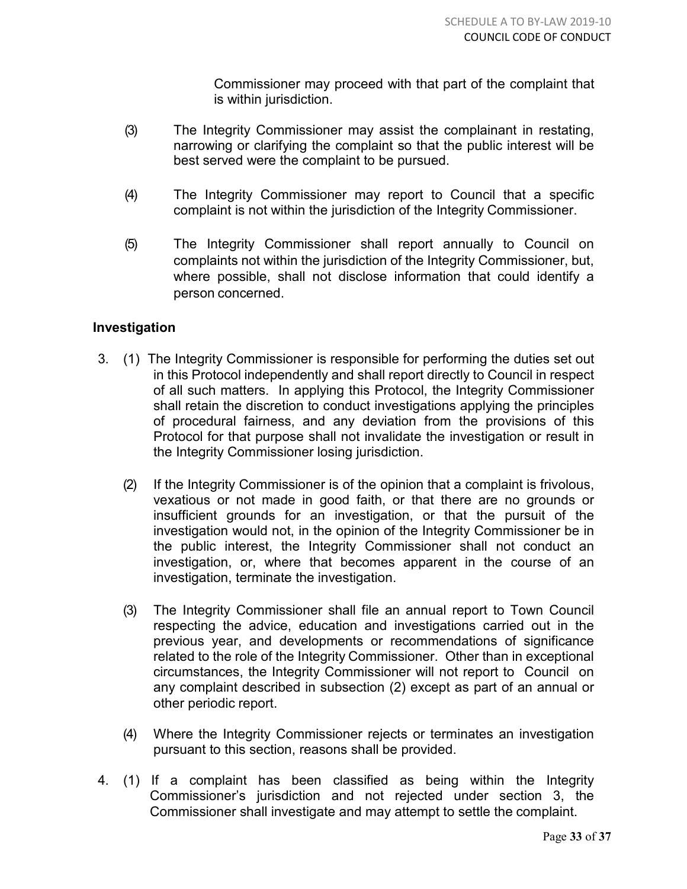Commissioner may proceed with that part of the complaint that is within jurisdiction.

(3) The Integrity Commissioner may assist the complainant in restating, narrowing or clarifying the complaint so that the public interest will be best served were the complaint to be pursued.

(4) The Integrity Commissioner may report to Council that a specific complaint is not within the jurisdiction of the Integrity Commissioner.

(5) The Integrity Commissioner shall report annually to Council on complaints not within the jurisdiction of the Integrity Commissioner, but, where possible, shall not disclose information that could identify a person concerned.

### Investigation

3. (1) The Integrity Commissioner is responsible for performing the duties set out in this Protocol independently and shall report directly to Council in respect of all such matters. In applying this Protocol, the Integrity Commissioner shall retain the discretion to conduct investigations applying the principles of procedural fairness, and any deviation from the provisions of this Protocol for that purpose shall not invalidate the investigation or result in the Integrity Commissioner losing jurisdiction.

(2) If the Integrity Commissioner is of the opinion that a complaint is frivolous, vexatious or not made in good faith, or that there are no grounds or insufficient grounds for an investigation, or that the pursuit of the investigation would not, in the opinion of the Integrity Commissioner be in the public interest, the Integrity Commissioner shall not conduct an investigation, or, where that becomes apparent in the course of an investigation, terminate the investigation.

(3) The Integrity Commissioner shall file an annual report to Town Council respecting the advice, education and investigations carried out in the previous year, and developments or recommendations of significance related to the role of the Integrity Commissioner. Other than in exceptional circumstances, the Integrity Commissioner will not report to Council on any complaint described in subsection (2) except as part of an annual or other periodic report.

(4) Where the Integrity Commissioner rejects or terminates an investigation pursuant to this section, reasons shall be provided.

4. (1) If a complaint has been classified as being within the Integrity Commissioner's jurisdiction and not rejected under section 3, the Commissioner shall investigate and may attempt to settle the complaint.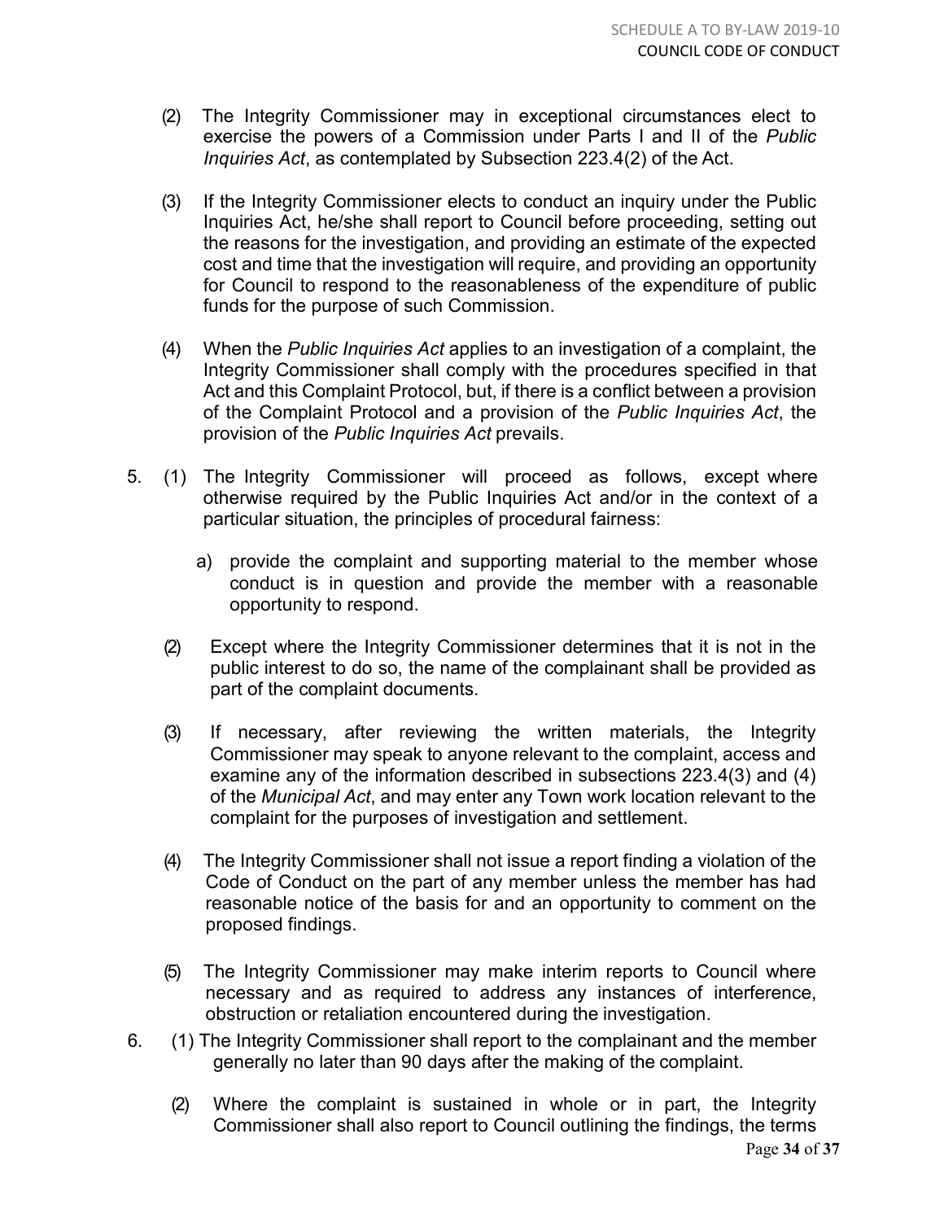(2) The Integrity Commissioner may in exceptional circumstances elect to exercise the powers of a Commission under Parts I and II of the *Public Inquiries Act*, as contemplated by Subsection 223.4(2) of the Act.

(3) If the Integrity Commissioner elects to conduct an inquiry under the Public Inquiries Act, he/she shall report to Council before proceeding, setting out the reasons for the investigation, and providing an estimate of the expected cost and time that the investigation will require, and providing an opportunity for Council to respond to the reasonableness of the expenditure of public funds for the purpose of such Commission.

(4) When the *Public Inquiries Act* applies to an investigation of a complaint, the Integrity Commissioner shall comply with the procedures specified in that Act and this Complaint Protocol, but, if there is a conflict between a provision of the Complaint Protocol and a provision of the *Public Inquiries Act*, the provision of the *Public Inquiries Act* prevails.

5. (1) The Integrity Commissioner will proceed as follows, except where otherwise required by the Public Inquiries Act and/or in the context of a particular situation, the principles of procedural fairness:

   a) provide the complaint and supporting material to the member whose conduct is in question and provide the member with a reasonable opportunity to respond.

(2) Except where the Integrity Commissioner determines that it is not in the public interest to do so, the name of the complainant shall be provided as part of the complaint documents.

(3) If necessary, after reviewing the written materials, the Integrity Commissioner may speak to anyone relevant to the complaint, access and examine any of the information described in subsections 223.4(3) and (4) of the *Municipal Act*, and may enter any Town work location relevant to the complaint for the purposes of investigation and settlement.

(4) The Integrity Commissioner shall not issue a report finding a violation of the Code of Conduct on the part of any member unless the member has had reasonable notice of the basis for and an opportunity to comment on the proposed findings.

(5) The Integrity Commissioner may make interim reports to Council where necessary and as required to address any instances of interference, obstruction or retaliation encountered during the investigation.

6. (1) The Integrity Commissioner shall report to the complainant and the member generally no later than 90 days after the making of the complaint.

(2) Where the complaint is sustained in whole or in part, the Integrity Commissioner shall also report to Council outlining the findings, the terms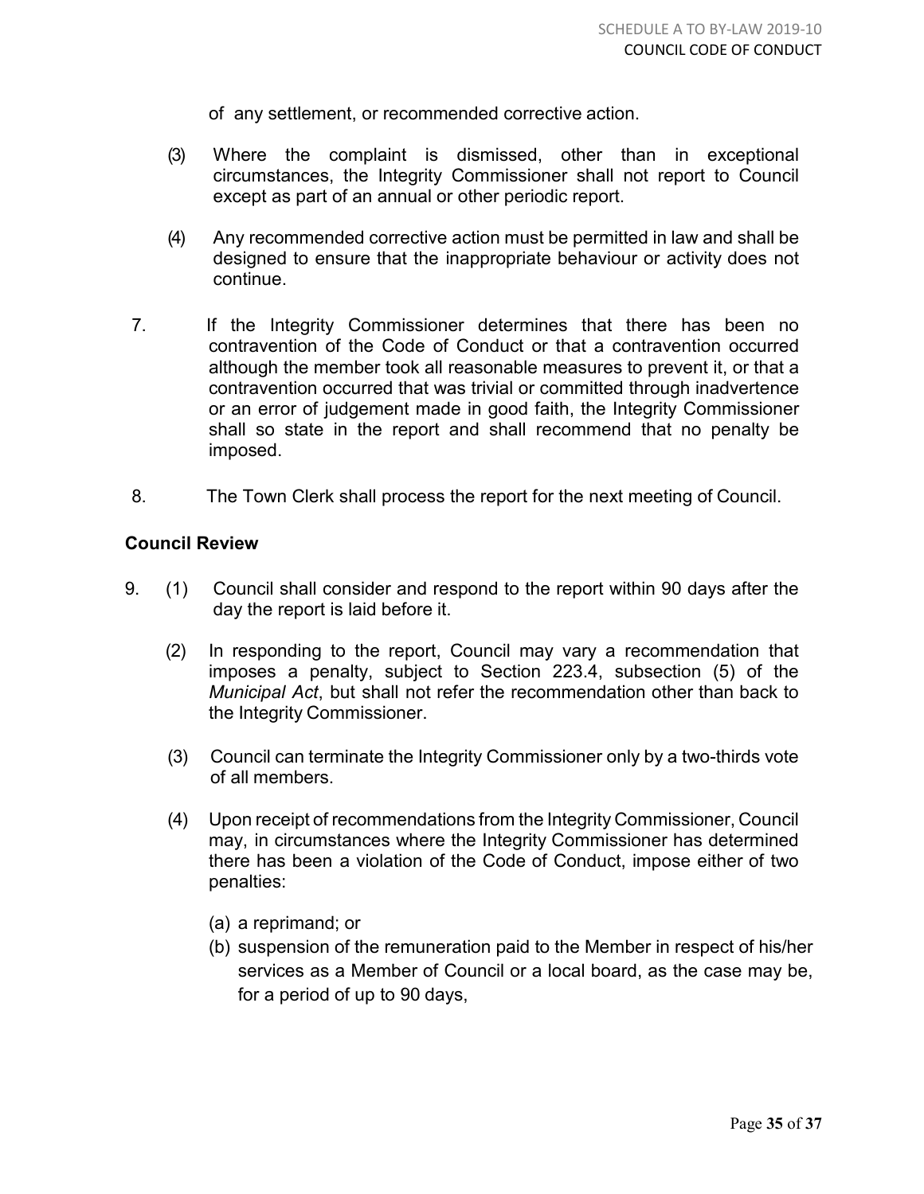of any settlement, or recommended corrective action.

(3) Where the complaint is dismissed, other than in exceptional circumstances, the Integrity Commissioner shall not report to Council except as part of an annual or other periodic report.

(4) Any recommended corrective action must be permitted in law and shall be designed to ensure that the inappropriate behaviour or activity does not continue.

7. If the Integrity Commissioner determines that there has been no contravention of the Code of Conduct or that a contravention occurred although the member took all reasonable measures to prevent it, or that a contravention occurred that was trivial or committed through inadvertence or an error of judgement made in good faith, the Integrity Commissioner shall so state in the report and shall recommend that no penalty be imposed.

8. The Town Clerk shall process the report for the next meeting of Council.

**Council Review**

9. (1) Council shall consider and respond to the report within 90 days after the day the report is laid before it.

(2) In responding to the report, Council may vary a recommendation that imposes a penalty, subject to Section 223.4, subsection (5) of the *Municipal Act*, but shall not refer the recommendation other than back to the Integrity Commissioner.

(3) Council can terminate the Integrity Commissioner only by a two-thirds vote of all members.

(4) Upon receipt of recommendations from the Integrity Commissioner, Council may, in circumstances where the Integrity Commissioner has determined there has been a violation of the Code of Conduct, impose either of two penalties:

(a) a reprimand; or

(b) suspension of the remuneration paid to the Member in respect of his/her services as a Member of Council or a local board, as the case may be, for a period of up to 90 days,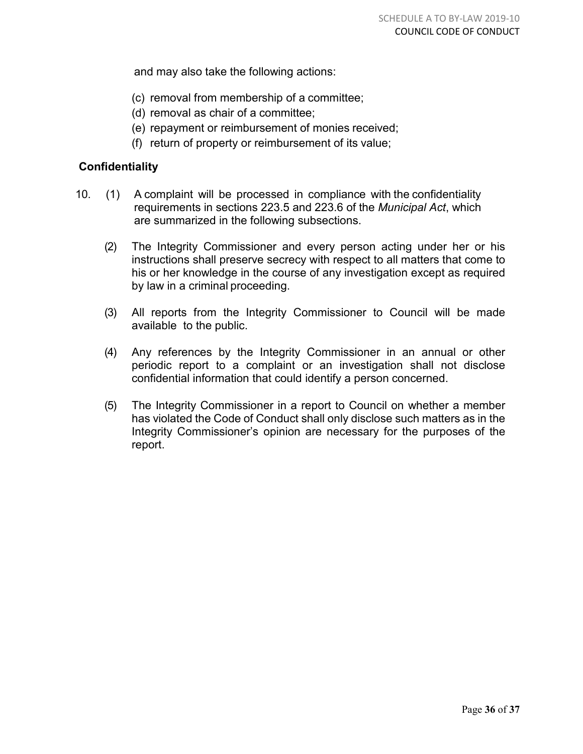and may also take the following actions:

(c) removal from membership of a committee;
(d) removal as chair of a committee;
(e) repayment or reimbursement of monies received;
(f) return of property or reimbursement of its value;

## Confidentiality

10. (1) A complaint will be processed in compliance with the confidentiality requirements in sections 223.5 and 223.6 of the *Municipal Act*, which are summarized in the following subsections.

(2) The Integrity Commissioner and every person acting under her or his instructions shall preserve secrecy with respect to all matters that come to his or her knowledge in the course of any investigation except as required by law in a criminal proceeding.

(3) All reports from the Integrity Commissioner to Council will be made available to the public.

(4) Any references by the Integrity Commissioner in an annual or other periodic report to a complaint or an investigation shall not disclose confidential information that could identify a person concerned.

(5) The Integrity Commissioner in a report to Council on whether a member has violated the Code of Conduct shall only disclose such matters as in the Integrity Commissioner's opinion are necessary for the purposes of the report.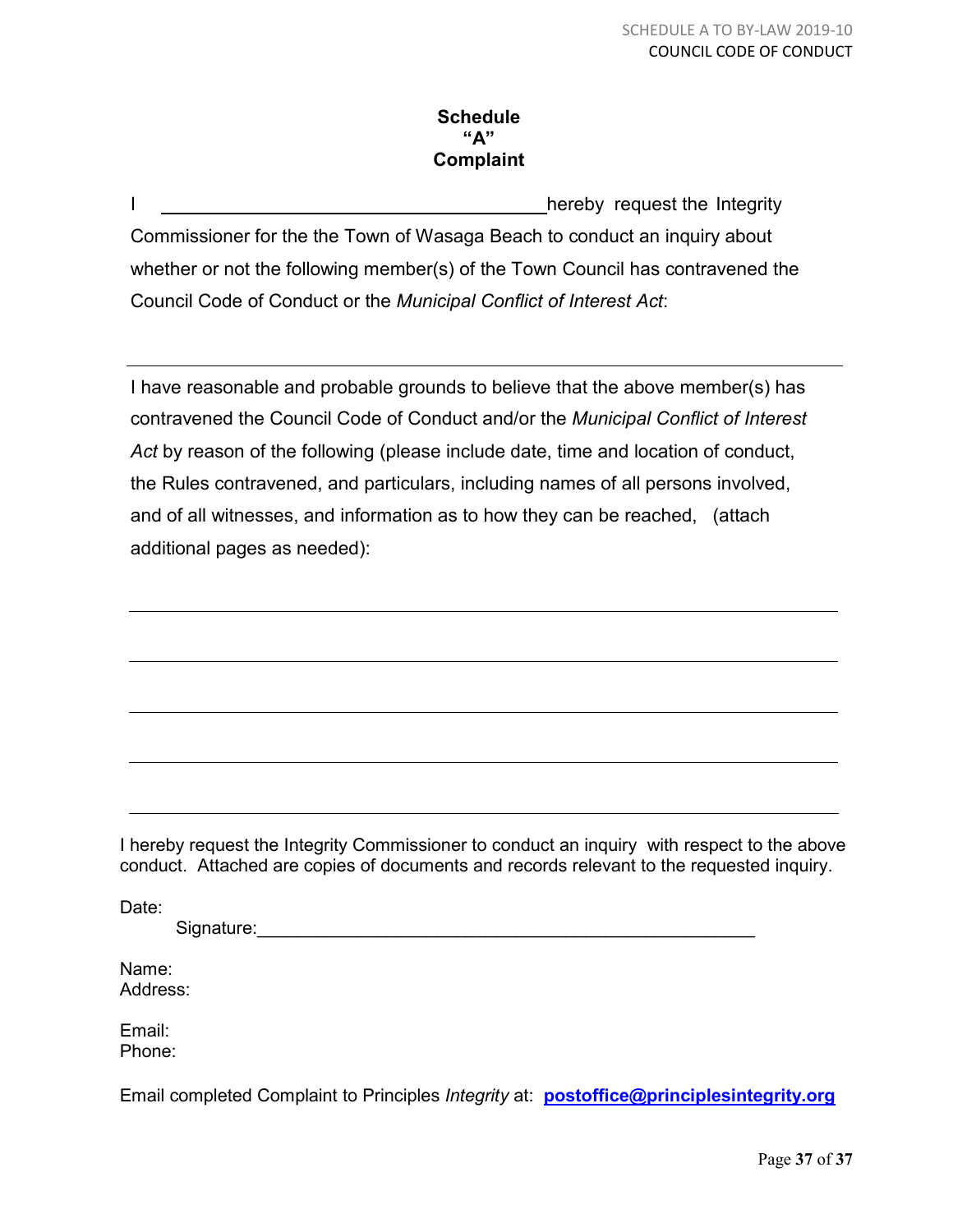**Schedule**
**"A"**
**Complaint**

I \_\_\_\_\_\_\_\_\_\_\_\_\_\_\_\_\_\_\_\_\_\_\_\_\_\_\_\_\_\_\_\_\_\_\_\_\_\_ hereby request the Integrity Commissioner for the the Town of Wasaga Beach to conduct an inquiry about whether or not the following member(s) of the Town Council has contravened the Council Code of Conduct or the *Municipal Conflict of Interest Act*:

\_\_\_\_\_\_\_\_\_\_\_\_\_\_\_\_\_\_\_\_\_\_\_\_\_\_\_\_\_\_\_\_\_\_\_\_\_\_\_\_\_\_\_\_\_\_\_\_\_\_\_\_\_\_\_\_\_\_\_\_\_\_\_\_\_\_\_\_\_\_

I have reasonable and probable grounds to believe that the above member(s) has contravened the Council Code of Conduct and/or the *Municipal Conflict of Interest Act* by reason of the following (please include date, time and location of conduct, the Rules contravened, and particulars, including names of all persons involved, and of all witnesses, and information as to how they can be reached, (attach additional pages as needed):

\_\_\_\_\_\_\_\_\_\_\_\_\_\_\_\_\_\_\_\_\_\_\_\_\_\_\_\_\_\_\_\_\_\_\_\_\_\_\_\_\_\_\_\_\_\_\_\_\_\_\_\_\_\_\_\_\_\_\_\_\_\_\_\_\_\_\_\_\_\_

\_\_\_\_\_\_\_\_\_\_\_\_\_\_\_\_\_\_\_\_\_\_\_\_\_\_\_\_\_\_\_\_\_\_\_\_\_\_\_\_\_\_\_\_\_\_\_\_\_\_\_\_\_\_\_\_\_\_\_\_\_\_\_\_\_\_\_\_\_\_

\_\_\_\_\_\_\_\_\_\_\_\_\_\_\_\_\_\_\_\_\_\_\_\_\_\_\_\_\_\_\_\_\_\_\_\_\_\_\_\_\_\_\_\_\_\_\_\_\_\_\_\_\_\_\_\_\_\_\_\_\_\_\_\_\_\_\_\_\_\_

\_\_\_\_\_\_\_\_\_\_\_\_\_\_\_\_\_\_\_\_\_\_\_\_\_\_\_\_\_\_\_\_\_\_\_\_\_\_\_\_\_\_\_\_\_\_\_\_\_\_\_\_\_\_\_\_\_\_\_\_\_\_\_\_\_\_\_\_\_\_

\_\_\_\_\_\_\_\_\_\_\_\_\_\_\_\_\_\_\_\_\_\_\_\_\_\_\_\_\_\_\_\_\_\_\_\_\_\_\_\_\_\_\_\_\_\_\_\_\_\_\_\_\_\_\_\_\_\_\_\_\_\_\_\_\_\_\_\_\_\_

I hereby request the Integrity Commissioner to conduct an inquiry with respect to the above conduct. Attached are copies of documents and records relevant to the requested inquiry.

Date:

Signature:\_\_\_\_\_\_\_\_\_\_\_\_\_\_\_\_\_\_\_\_\_\_\_\_\_\_\_\_\_\_\_\_\_\_\_\_\_\_\_\_\_\_\_\_\_\_\_\_\_\_

Name:
Address:

Email:
Phone:

Email completed Complaint to Principles *Integrity* at: **postoffice@principlesintegrity.org**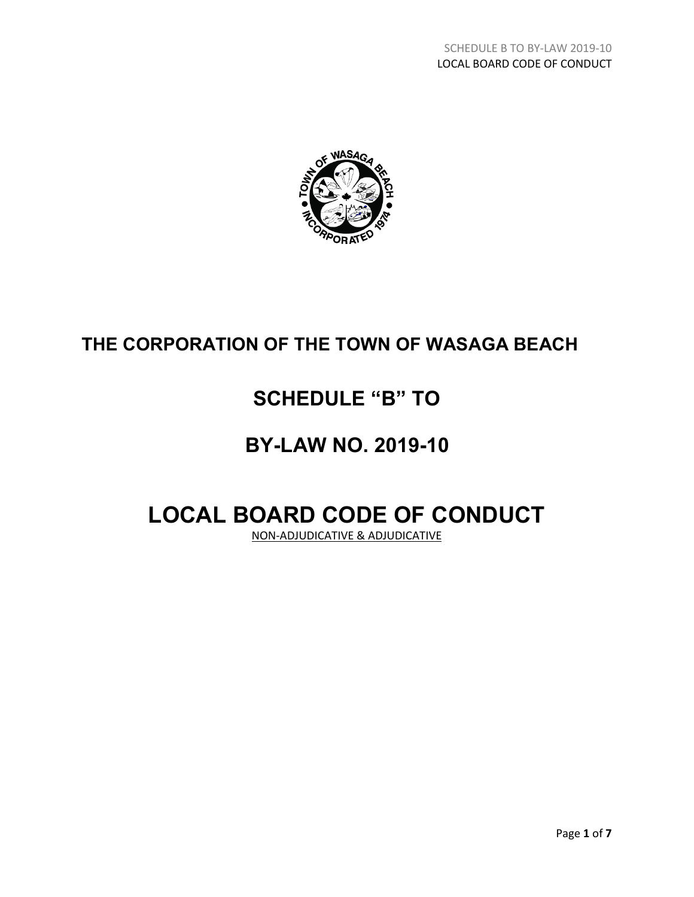# THE CORPORATION OF THE TOWN OF WASAGA BEACH

# SCHEDULE "B" TO

# BY-LAW NO. 2019-10

# LOCAL BOARD CODE OF CONDUCT

NON-ADJUDICATIVE & ADJUDICATIVE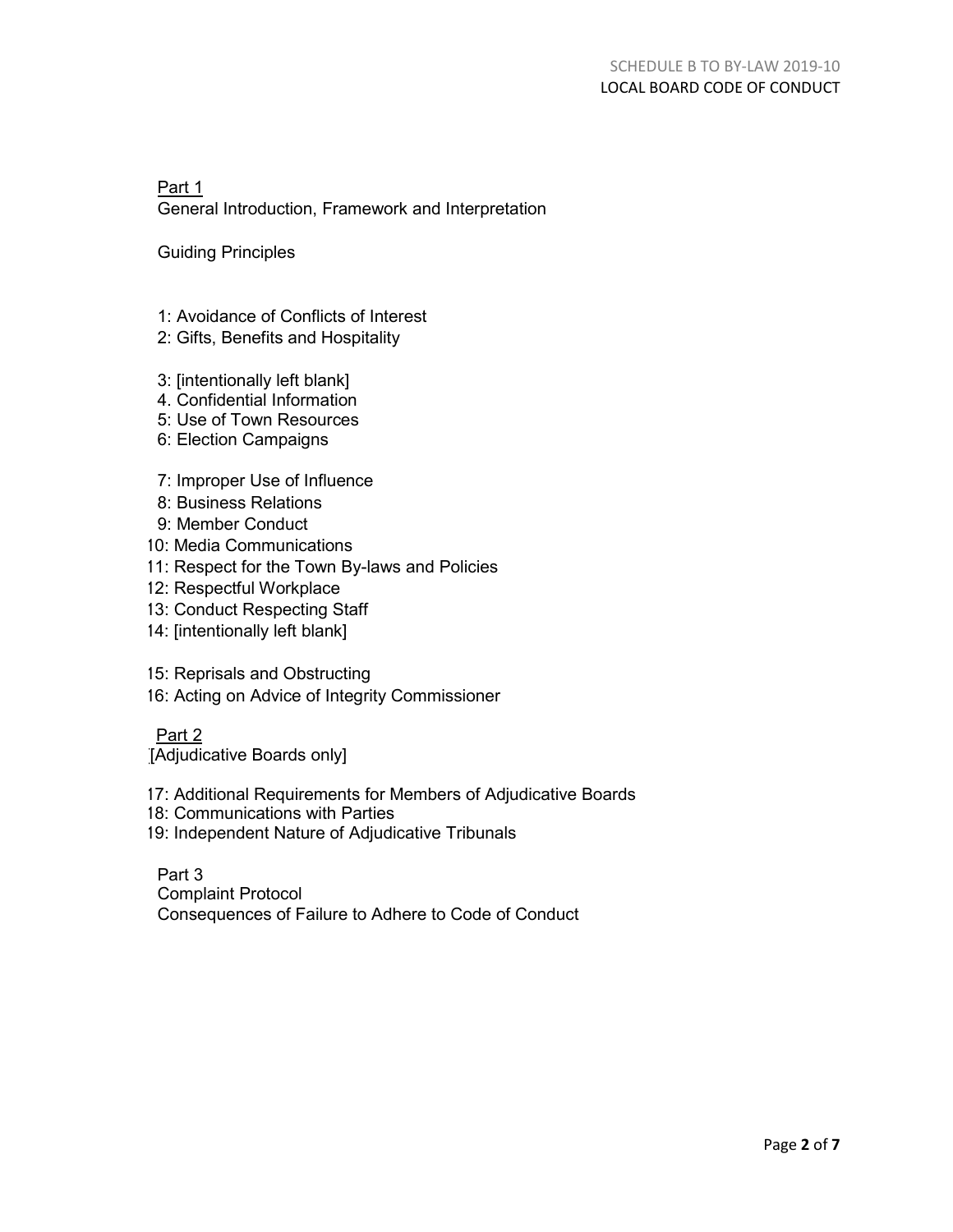Part 1
General Introduction, Framework and Interpretation

Guiding Principles

1: Avoidance of Conflicts of Interest
2: Gifts, Benefits and Hospitality

3: [intentionally left blank]
4. Confidential Information
5: Use of Town Resources
6: Election Campaigns

7: Improper Use of Influence
8: Business Relations
9: Member Conduct
10: Media Communications
11: Respect for the Town By-laws and Policies
12: Respectful Workplace
13: Conduct Respecting Staff
14: [intentionally left blank]

15: Reprisals and Obstructing
16: Acting on Advice of Integrity Commissioner

Part 2
[Adjudicative Boards only]

17: Additional Requirements for Members of Adjudicative Boards
18: Communications with Parties
19: Independent Nature of Adjudicative Tribunals

Part 3
Complaint Protocol
Consequences of Failure to Adhere to Code of Conduct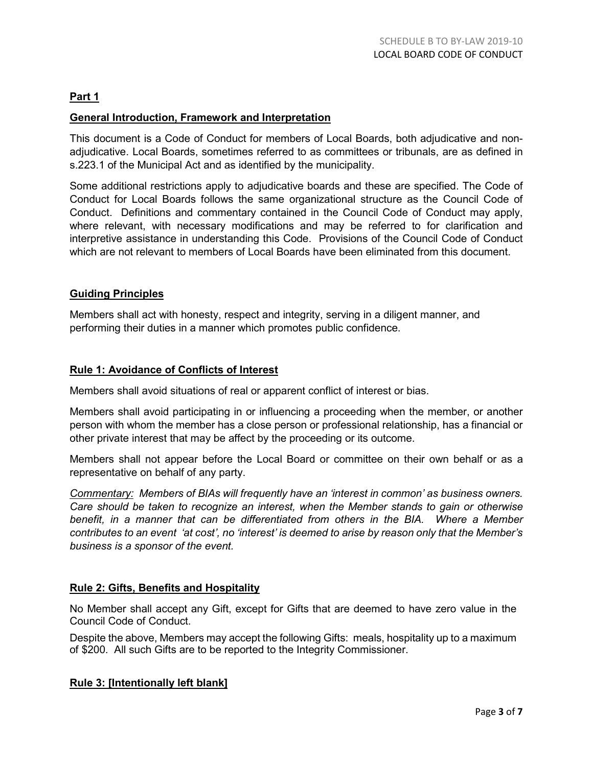## Part 1

### General Introduction, Framework and Interpretation

This document is a Code of Conduct for members of Local Boards, both adjudicative and non-adjudicative. Local Boards, sometimes referred to as committees or tribunals, are as defined in s.223.1 of the Municipal Act and as identified by the municipality.

Some additional restrictions apply to adjudicative boards and these are specified. The Code of Conduct for Local Boards follows the same organizational structure as the Council Code of Conduct. Definitions and commentary contained in the Council Code of Conduct may apply, where relevant, with necessary modifications and may be referred to for clarification and interpretive assistance in understanding this Code. Provisions of the Council Code of Conduct which are not relevant to members of Local Boards have been eliminated from this document.

### Guiding Principles

Members shall act with honesty, respect and integrity, serving in a diligent manner, and performing their duties in a manner which promotes public confidence.

### Rule 1: Avoidance of Conflicts of Interest

Members shall avoid situations of real or apparent conflict of interest or bias.

Members shall avoid participating in or influencing a proceeding when the member, or another person with whom the member has a close person or professional relationship, has a financial or other private interest that may be affect by the proceeding or its outcome.

Members shall not appear before the Local Board or committee on their own behalf or as a representative on behalf of any party.

*<u>Commentary:</u> Members of BIAs will frequently have an 'interest in common' as business owners. Care should be taken to recognize an interest, when the Member stands to gain or otherwise benefit, in a manner that can be differentiated from others in the BIA. Where a Member contributes to an event 'at cost', no 'interest' is deemed to arise by reason only that the Member's business is a sponsor of the event.*

### Rule 2: Gifts, Benefits and Hospitality

No Member shall accept any Gift, except for Gifts that are deemed to have zero value in the Council Code of Conduct.

Despite the above, Members may accept the following Gifts: meals, hospitality up to a maximum of $200. All such Gifts are to be reported to the Integrity Commissioner.

### Rule 3: [Intentionally left blank]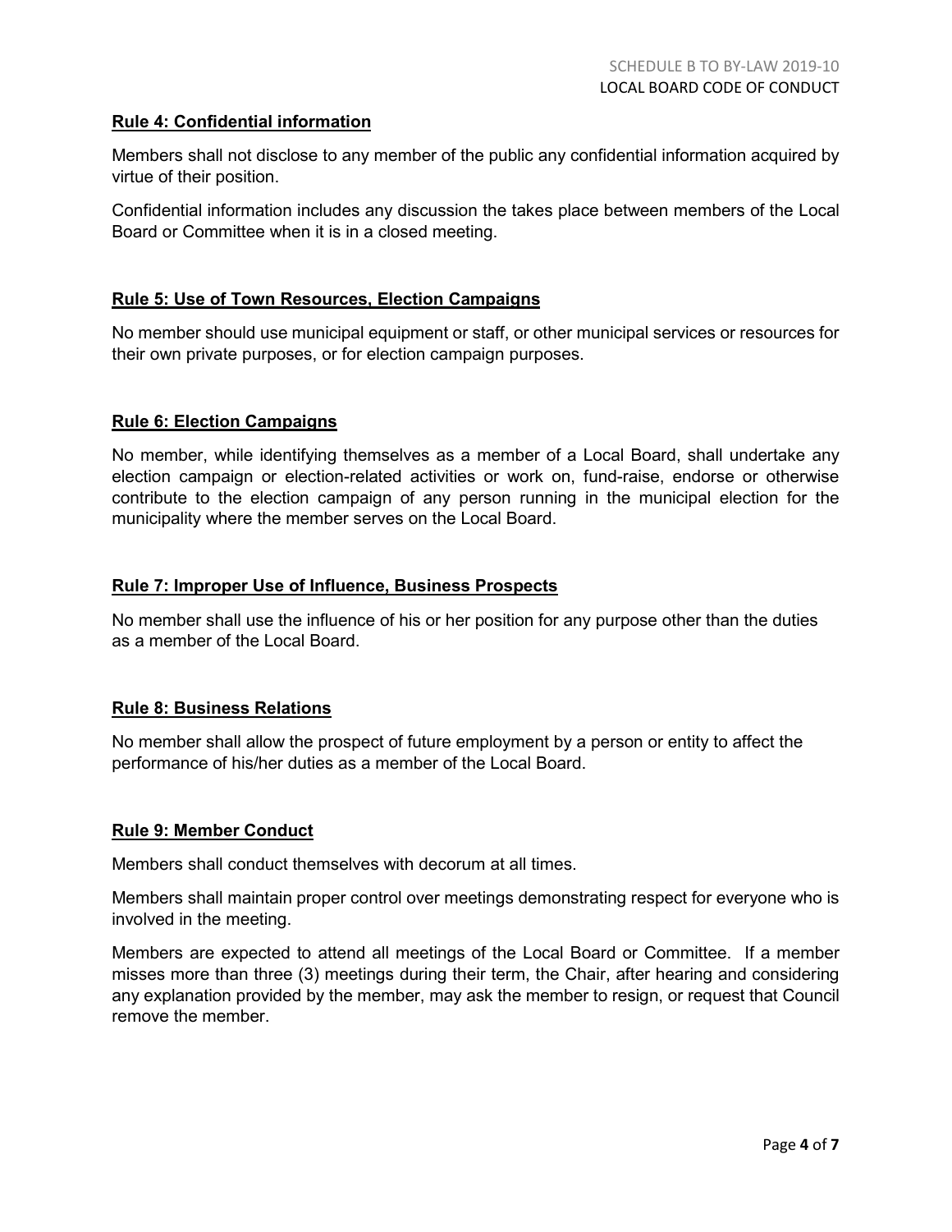### Rule 4: Confidential information

Members shall not disclose to any member of the public any confidential information acquired by virtue of their position.

Confidential information includes any discussion the takes place between members of the Local Board or Committee when it is in a closed meeting.

### Rule 5: Use of Town Resources, Election Campaigns

No member should use municipal equipment or staff, or other municipal services or resources for their own private purposes, or for election campaign purposes.

### Rule 6: Election Campaigns

No member, while identifying themselves as a member of a Local Board, shall undertake any election campaign or election-related activities or work on, fund-raise, endorse or otherwise contribute to the election campaign of any person running in the municipal election for the municipality where the member serves on the Local Board.

### Rule 7: Improper Use of Influence, Business Prospects

No member shall use the influence of his or her position for any purpose other than the duties as a member of the Local Board.

### Rule 8: Business Relations

No member shall allow the prospect of future employment by a person or entity to affect the performance of his/her duties as a member of the Local Board.

### Rule 9: Member Conduct

Members shall conduct themselves with decorum at all times.

Members shall maintain proper control over meetings demonstrating respect for everyone who is involved in the meeting.

Members are expected to attend all meetings of the Local Board or Committee. If a member misses more than three (3) meetings during their term, the Chair, after hearing and considering any explanation provided by the member, may ask the member to resign, or request that Council remove the member.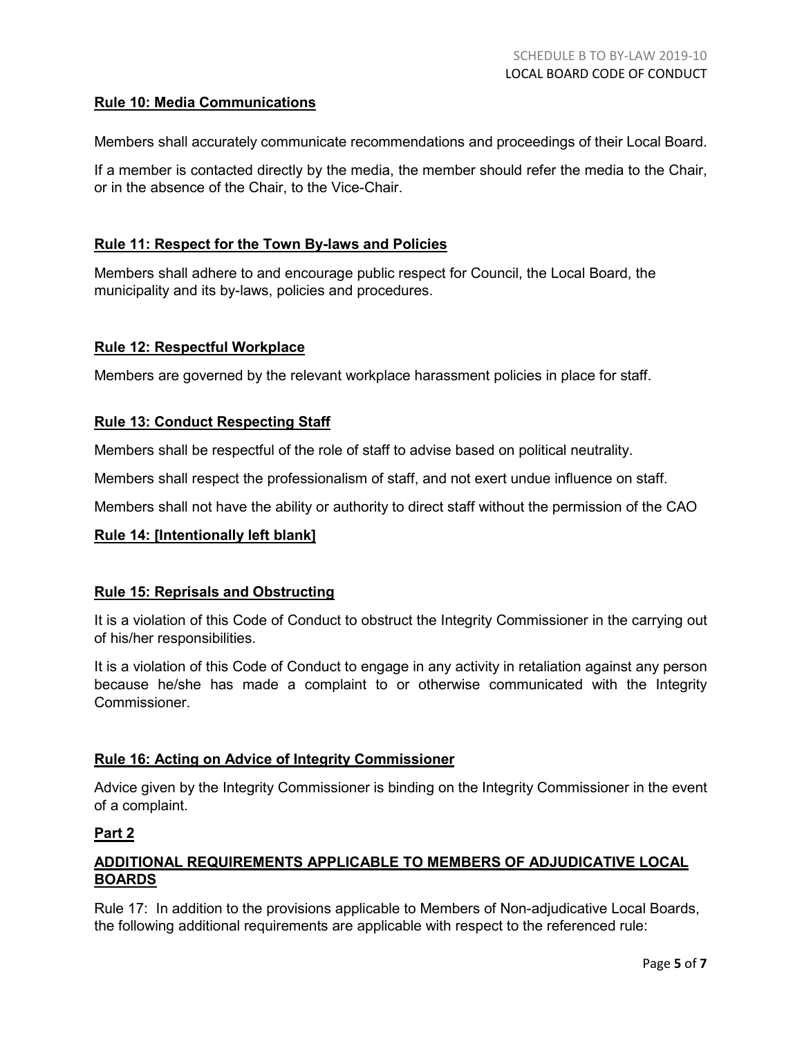**Rule 10: Media Communications**

Members shall accurately communicate recommendations and proceedings of their Local Board.

If a member is contacted directly by the media, the member should refer the media to the Chair, or in the absence of the Chair, to the Vice-Chair.

**Rule 11: Respect for the Town By-laws and Policies**

Members shall adhere to and encourage public respect for Council, the Local Board, the municipality and its by-laws, policies and procedures.

**Rule 12: Respectful Workplace**

Members are governed by the relevant workplace harassment policies in place for staff.

**Rule 13: Conduct Respecting Staff**

Members shall be respectful of the role of staff to advise based on political neutrality.

Members shall respect the professionalism of staff, and not exert undue influence on staff.

Members shall not have the ability or authority to direct staff without the permission of the CAO

**Rule 14: [Intentionally left blank]**

**Rule 15: Reprisals and Obstructing**

It is a violation of this Code of Conduct to obstruct the Integrity Commissioner in the carrying out of his/her responsibilities.

It is a violation of this Code of Conduct to engage in any activity in retaliation against any person because he/she has made a complaint to or otherwise communicated with the Integrity Commissioner.

**Rule 16: Acting on Advice of Integrity Commissioner**

Advice given by the Integrity Commissioner is binding on the Integrity Commissioner in the event of a complaint.

## Part 2

## ADDITIONAL REQUIREMENTS APPLICABLE TO MEMBERS OF ADJUDICATIVE LOCAL BOARDS

Rule 17: In addition to the provisions applicable to Members of Non-adjudicative Local Boards, the following additional requirements are applicable with respect to the referenced rule: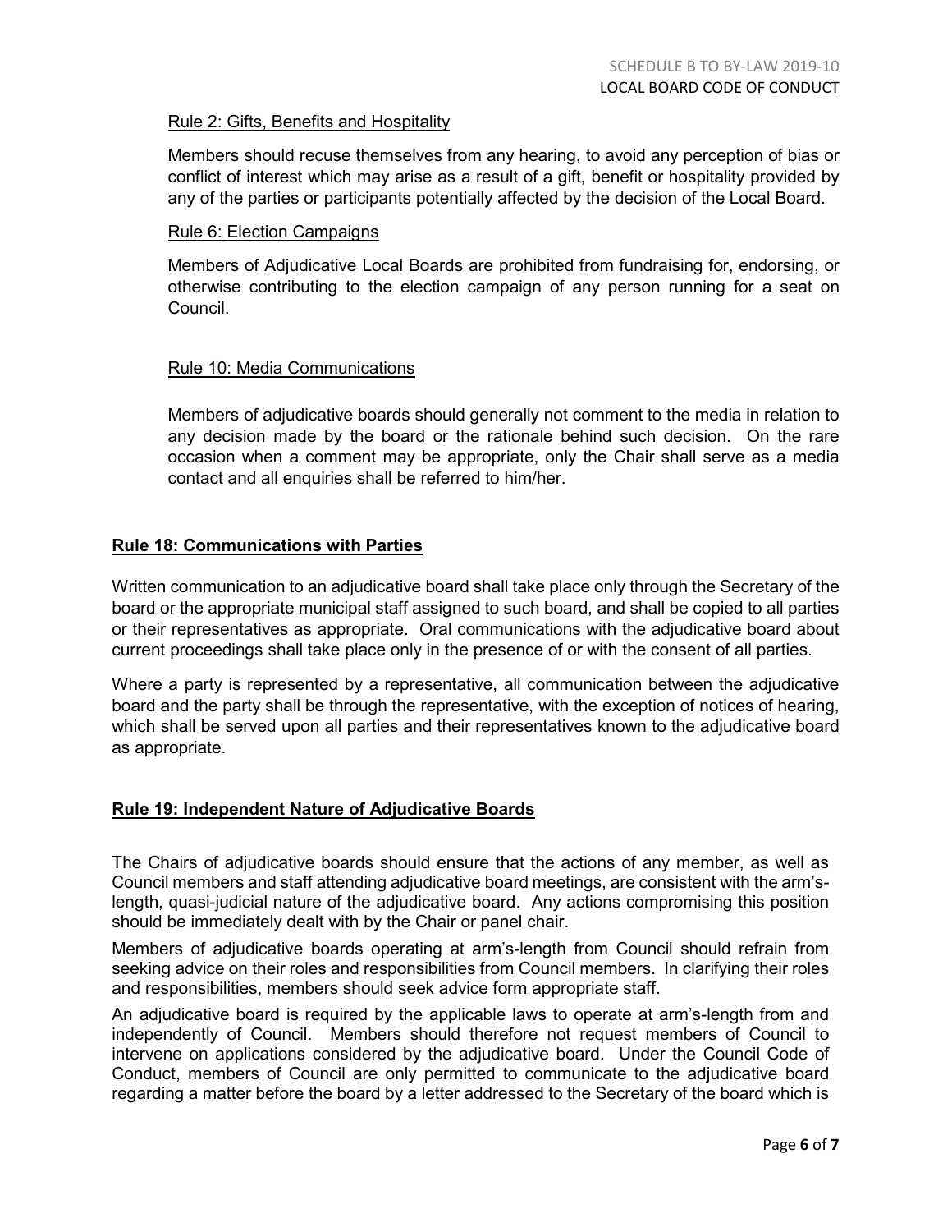Rule 2: Gifts, Benefits and Hospitality

Members should recuse themselves from any hearing, to avoid any perception of bias or conflict of interest which may arise as a result of a gift, benefit or hospitality provided by any of the parties or participants potentially affected by the decision of the Local Board.

Rule 6: Election Campaigns

Members of Adjudicative Local Boards are prohibited from fundraising for, endorsing, or otherwise contributing to the election campaign of any person running for a seat on Council.

Rule 10: Media Communications

Members of adjudicative boards should generally not comment to the media in relation to any decision made by the board or the rationale behind such decision. On the rare occasion when a comment may be appropriate, only the Chair shall serve as a media contact and all enquiries shall be referred to him/her.

## Rule 18: Communications with Parties

Written communication to an adjudicative board shall take place only through the Secretary of the board or the appropriate municipal staff assigned to such board, and shall be copied to all parties or their representatives as appropriate. Oral communications with the adjudicative board about current proceedings shall take place only in the presence of or with the consent of all parties.

Where a party is represented by a representative, all communication between the adjudicative board and the party shall be through the representative, with the exception of notices of hearing, which shall be served upon all parties and their representatives known to the adjudicative board as appropriate.

## Rule 19: Independent Nature of Adjudicative Boards

The Chairs of adjudicative boards should ensure that the actions of any member, as well as Council members and staff attending adjudicative board meetings, are consistent with the arm's-length, quasi-judicial nature of the adjudicative board. Any actions compromising this position should be immediately dealt with by the Chair or panel chair.

Members of adjudicative boards operating at arm's-length from Council should refrain from seeking advice on their roles and responsibilities from Council members. In clarifying their roles and responsibilities, members should seek advice form appropriate staff.

An adjudicative board is required by the applicable laws to operate at arm's-length from and independently of Council. Members should therefore not request members of Council to intervene on applications considered by the adjudicative board. Under the Council Code of Conduct, members of Council are only permitted to communicate to the adjudicative board regarding a matter before the board by a letter addressed to the Secretary of the board which is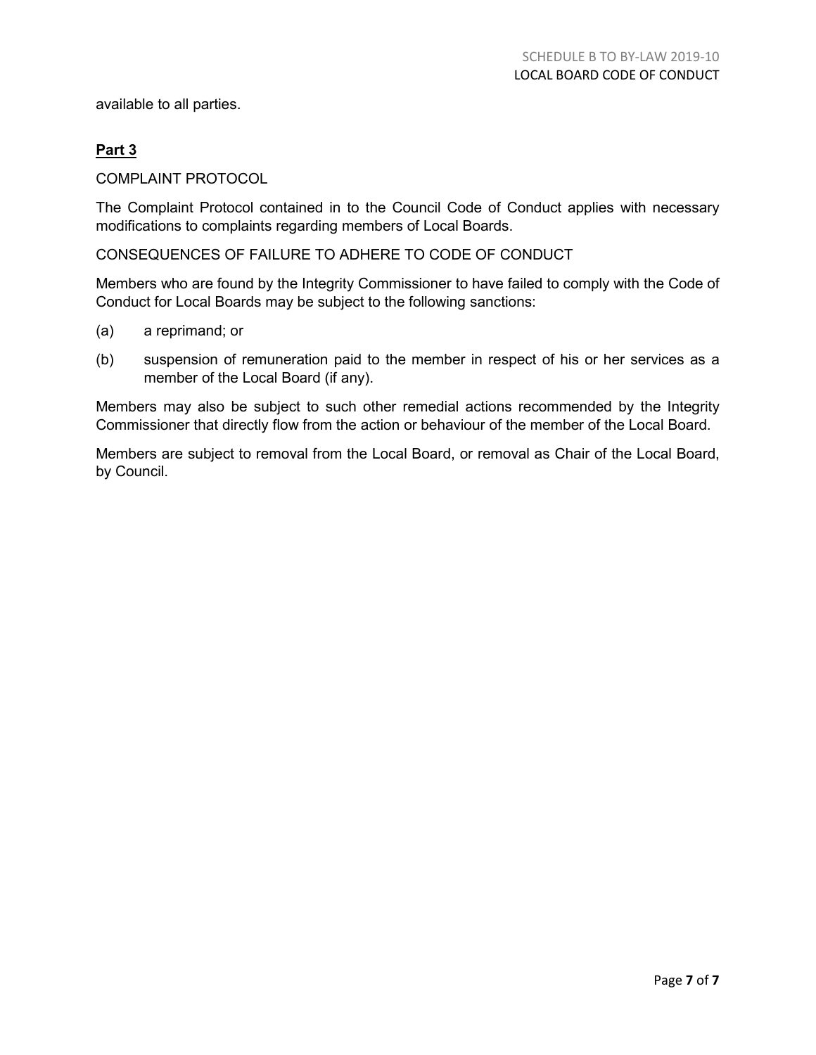available to all parties.

## **Part 3**

COMPLAINT PROTOCOL

The Complaint Protocol contained in to the Council Code of Conduct applies with necessary modifications to complaints regarding members of Local Boards.

CONSEQUENCES OF FAILURE TO ADHERE TO CODE OF CONDUCT

Members who are found by the Integrity Commissioner to have failed to comply with the Code of Conduct for Local Boards may be subject to the following sanctions:

(a) a reprimand; or

(b) suspension of remuneration paid to the member in respect of his or her services as a member of the Local Board (if any).

Members may also be subject to such other remedial actions recommended by the Integrity Commissioner that directly flow from the action or behaviour of the member of the Local Board.

Members are subject to removal from the Local Board, or removal as Chair of the Local Board, by Council.